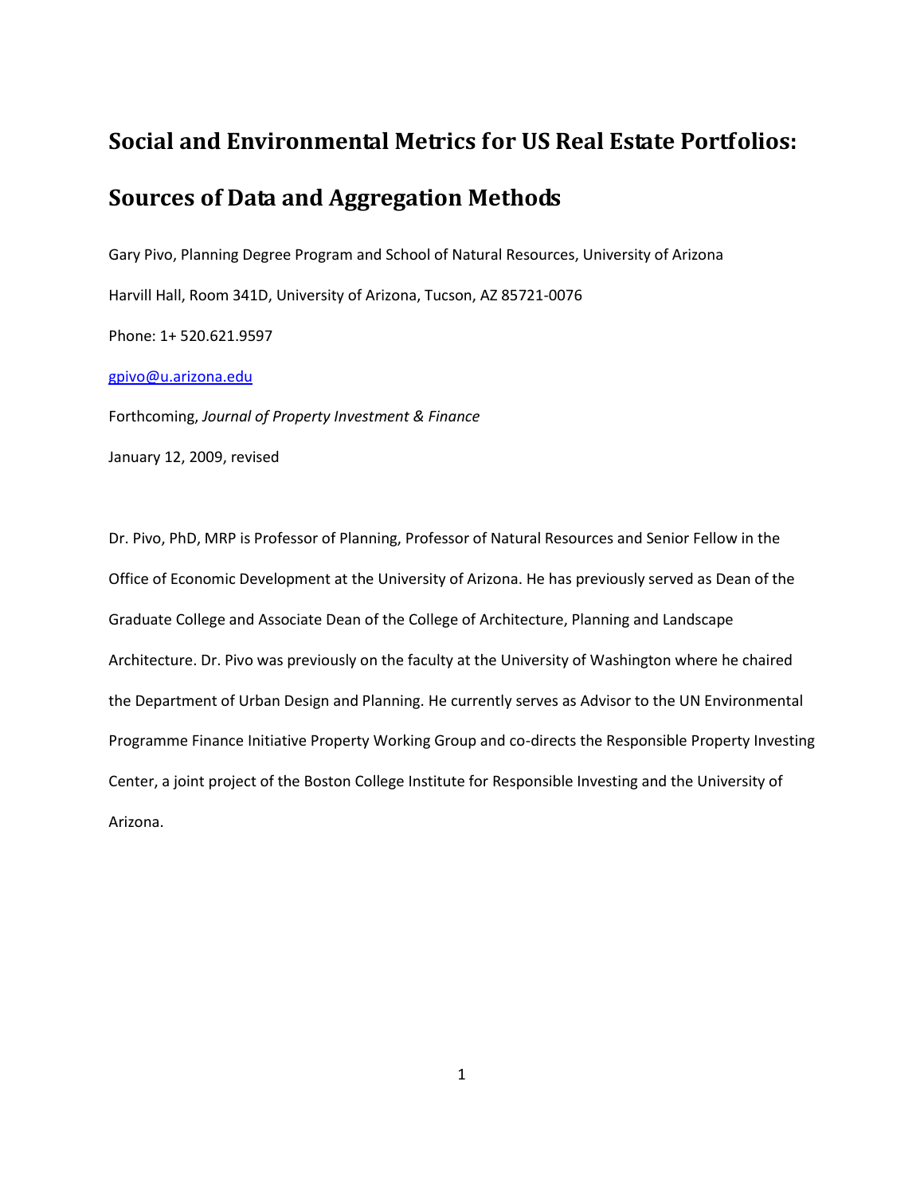# Social and Environmental Metrics for US Real Estate Portfolios: Sources of Data and Aggregation Methods

Gary Pivo, Planning Degree Program and School of Natural Resources, University of Arizona

Harvill Hall, Room 341D, University of Arizona, Tucson, AZ 85721-0076

Phone: 1+ 520.621.9597

gpivo@u.arizona.edu

Forthcoming, *Journal of Property Investment & Finance*

January 12, 2009, revised

Dr. Pivo, PhD, MRP is Professor of Planning, Professor of Natural Resources and Senior Fellow in the Office of Economic Development at the University of Arizona. He has previously served as Dean of the Graduate College and Associate Dean of the College of Architecture, Planning and Landscape Architecture. Dr. Pivo was previously on the faculty at the University of Washington where he chaired the Department of Urban Design and Planning. He currently serves as Advisor to the UN Environmental Programme Finance Initiative Property Working Group and co-directs the Responsible Property Investing Center, a joint project of the Boston College Institute for Responsible Investing and the University of Arizona.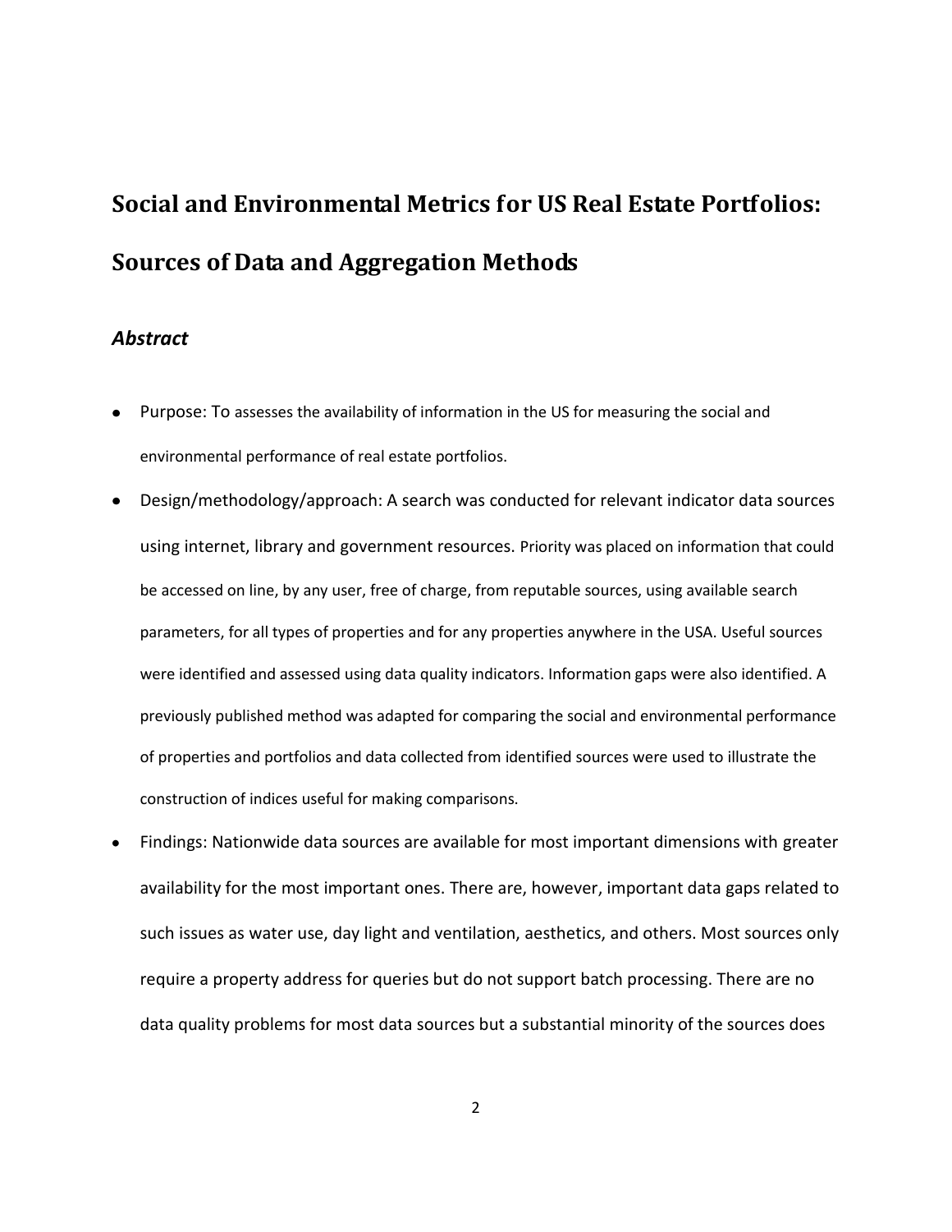# Social and Environmental Metrics for US Real Estate Portfolios: Sources of Data and Aggregation Methods

## *Abstract*

- Purpose: To assesses the availability of information in the US for measuring the social and environmental performance of real estate portfolios.
- Design/methodology/approach: A search was conducted for relevant indicator data sources using internet, library and government resources. Priority was placed on information that could be accessed on line, by any user, free of charge, from reputable sources, using available search parameters, for all types of properties and for any properties anywhere in the USA. Useful sources were identified and assessed using data quality indicators. Information gaps were also identified. A previously published method was adapted for comparing the social and environmental performance of properties and portfolios and data collected from identified sources were used to illustrate the construction of indices useful for making comparisons.
- Findings: Nationwide data sources are available for most important dimensions with greater availability for the most important ones. There are, however, important data gaps related to such issues as water use, day light and ventilation, aesthetics, and others. Most sources only require a property address for queries but do not support batch processing. There are no data quality problems for most data sources but a substantial minority of the sources does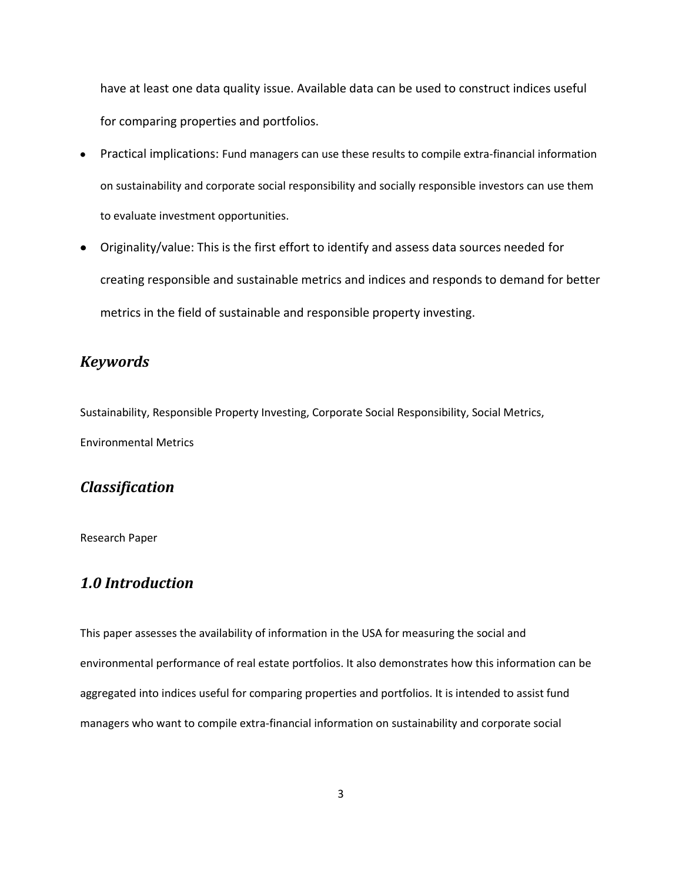have at least one data quality issue. Available data can be used to construct indices useful for comparing properties and portfolios.

- Practical implications: Fund managers can use these results to compile extra-financial information on sustainability and corporate social responsibility and socially responsible investors can use them to evaluate investment opportunities.
- Originality/value: This is the first effort to identify and assess data sources needed for creating responsible and sustainable metrics and indices and responds to demand for better metrics in the field of sustainable and responsible property investing.

## *Keywords*

Sustainability, Responsible Property Investing, Corporate Social Responsibility, Social Metrics, Environmental Metrics

## *Classification*

Research Paper

## *1.0 Introduction*

This paper assesses the availability of information in the USA for measuring the social and environmental performance of real estate portfolios. It also demonstrates how this information can be aggregated into indices useful for comparing properties and portfolios. It is intended to assist fund managers who want to compile extra-financial information on sustainability and corporate social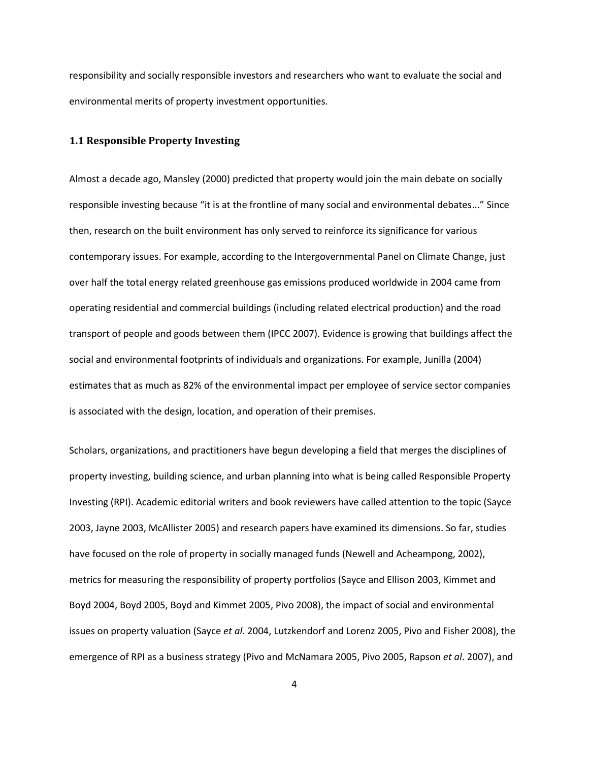responsibility and socially responsible investors and researchers who want to evaluate the social and environmental merits of property investment opportunities.

### 1.1 Responsible Property Investing

Almost a decade ago, Mansley (2000) predicted that property would join the main debate on socially responsible investing because "it is at the frontline of many social and environmental debates..." Since then, research on the built environment has only served to reinforce its significance for various contemporary issues. For example, according to the Intergovernmental Panel on Climate Change, just over half the total energy related greenhouse gas emissions produced worldwide in 2004 came from operating residential and commercial buildings (including related electrical production) and the road transport of people and goods between them (IPCC 2007). Evidence is growing that buildings affect the social and environmental footprints of individuals and organizations. For example, Junilla (2004) estimates that as much as 82% of the environmental impact per employee of service sector companies is associated with the design, location, and operation of their premises.

Scholars, organizations, and practitioners have begun developing a field that merges the disciplines of property investing, building science, and urban planning into what is being called Responsible Property Investing (RPI). Academic editorial writers and book reviewers have called attention to the topic (Sayce 2003, Jayne 2003, McAllister 2005) and research papers have examined its dimensions. So far, studies have focused on the role of property in socially managed funds (Newell and Acheampong, 2002), metrics for measuring the responsibility of property portfolios (Sayce and Ellison 2003, Kimmet and Boyd 2004, Boyd 2005, Boyd and Kimmet 2005, Pivo 2008), the impact of social and environmental issues on property valuation (Sayce *et al.* 2004, Lutzkendorf and Lorenz 2005, Pivo and Fisher 2008), the emergence of RPI as a business strategy (Pivo and McNamara 2005, Pivo 2005, Rapson *et al*. 2007), and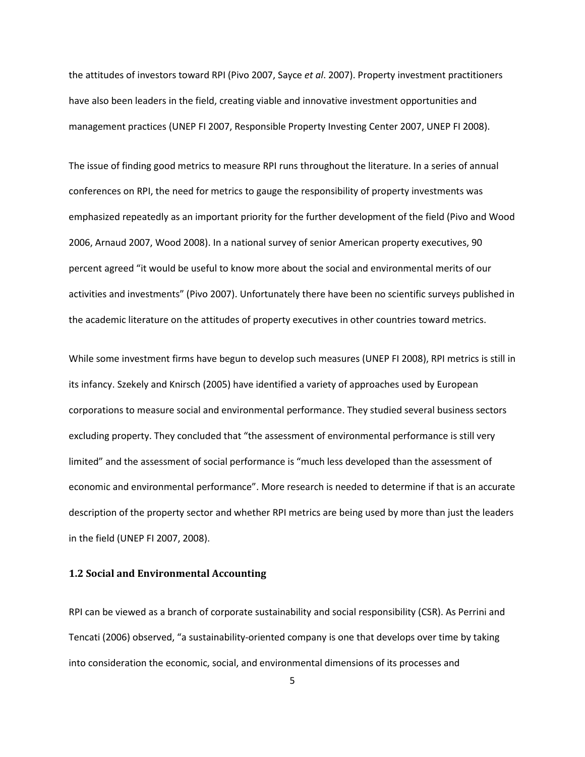the attitudes of investors toward RPI (Pivo 2007, Sayce *et al*. 2007). Property investment practitioners have also been leaders in the field, creating viable and innovative investment opportunities and management practices (UNEP FI 2007, Responsible Property Investing Center 2007, UNEP FI 2008).

The issue of finding good metrics to measure RPI runs throughout the literature. In a series of annual conferences on RPI, the need for metrics to gauge the responsibility of property investments was emphasized repeatedly as an important priority for the further development of the field (Pivo and Wood 2006, Arnaud 2007, Wood 2008). In a national survey of senior American property executives, 90 percent agreed "it would be useful to know more about the social and environmental merits of our activities and investments" (Pivo 2007). Unfortunately there have been no scientific surveys published in the academic literature on the attitudes of property executives in other countries toward metrics.

While some investment firms have begun to develop such measures (UNEP FI 2008), RPI metrics is still in its infancy. Szekely and Knirsch (2005) have identified a variety of approaches used by European corporations to measure social and environmental performance. They studied several business sectors excluding property. They concluded that "the assessment of environmental performance is still very limited" and the assessment of social performance is "much less developed than the assessment of economic and environmental performance". More research is needed to determine if that is an accurate description of the property sector and whether RPI metrics are being used by more than just the leaders in the field (UNEP FI 2007, 2008).

### 1.2 Social and Environmental Accounting

RPI can be viewed as a branch of corporate sustainability and social responsibility (CSR). As Perrini and Tencati (2006) observed, "a sustainability-oriented company is one that develops over time by taking into consideration the economic, social, and environmental dimensions of its processes and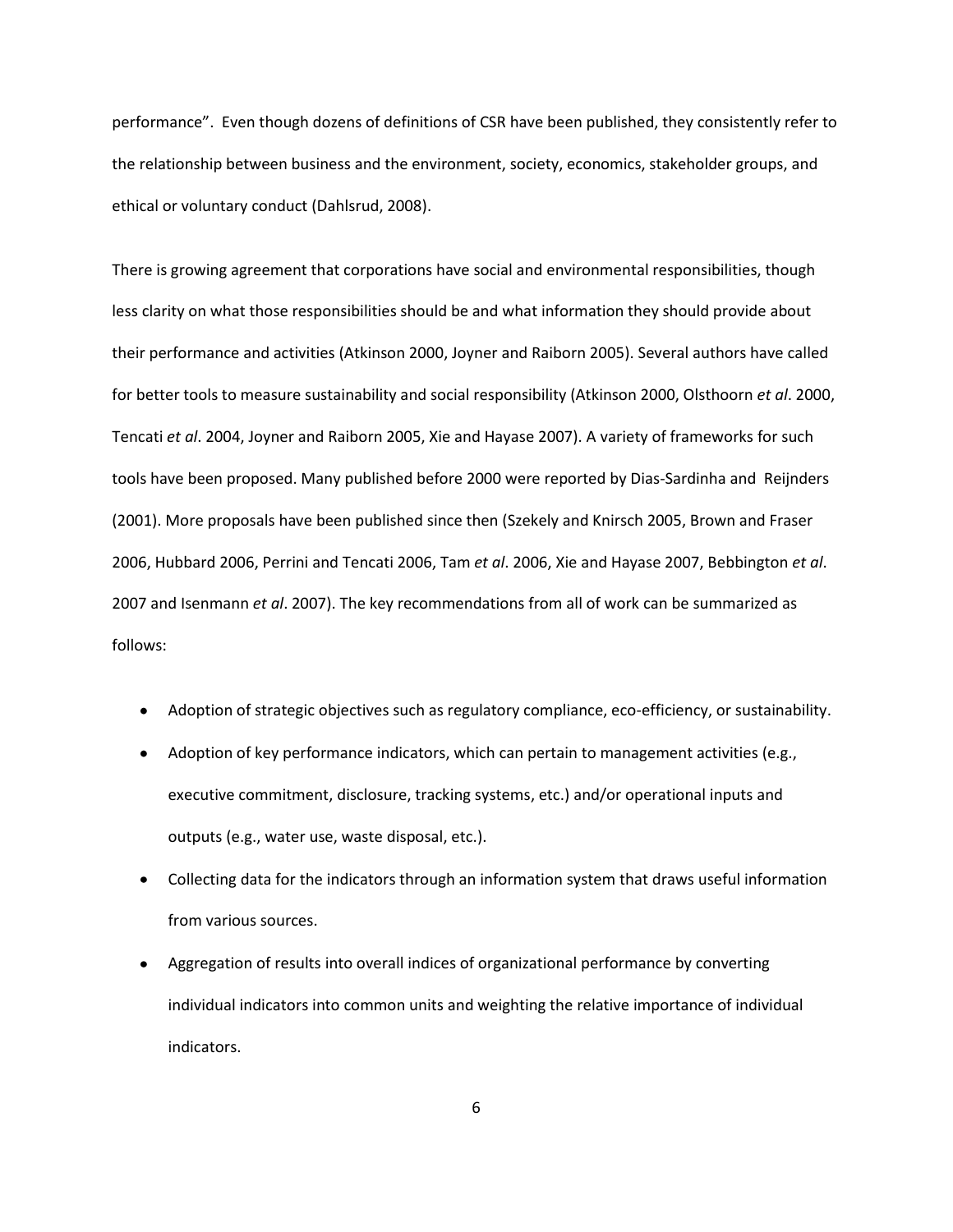performance". Even though dozens of definitions of CSR have been published, they consistently refer to the relationship between business and the environment, society, economics, stakeholder groups, and ethical or voluntary conduct (Dahlsrud, 2008).

There is growing agreement that corporations have social and environmental responsibilities, though less clarity on what those responsibilities should be and what information they should provide about their performance and activities (Atkinson 2000, Joyner and Raiborn 2005). Several authors have called for better tools to measure sustainability and social responsibility (Atkinson 2000, Olsthoorn *et al*. 2000, Tencati *et al*. 2004, Joyner and Raiborn 2005, Xie and Hayase 2007). A variety of frameworks for such tools have been proposed. Many published before 2000 were reported by Dias-Sardinha and Reijnders (2001). More proposals have been published since then (Szekely and Knirsch 2005, Brown and Fraser 2006, Hubbard 2006, Perrini and Tencati 2006, Tam *et al*. 2006, Xie and Hayase 2007, Bebbington *et al*. 2007 and Isenmann *et al*. 2007). The key recommendations from all of work can be summarized as follows:

- Adoption of strategic objectives such as regulatory compliance, eco-efficiency, or sustainability.
- Adoption of key performance indicators, which can pertain to management activities (e.g., executive commitment, disclosure, tracking systems, etc.) and/or operational inputs and outputs (e.g., water use, waste disposal, etc.).
- Collecting data for the indicators through an information system that draws useful information from various sources.
- Aggregation of results into overall indices of organizational performance by converting individual indicators into common units and weighting the relative importance of individual indicators.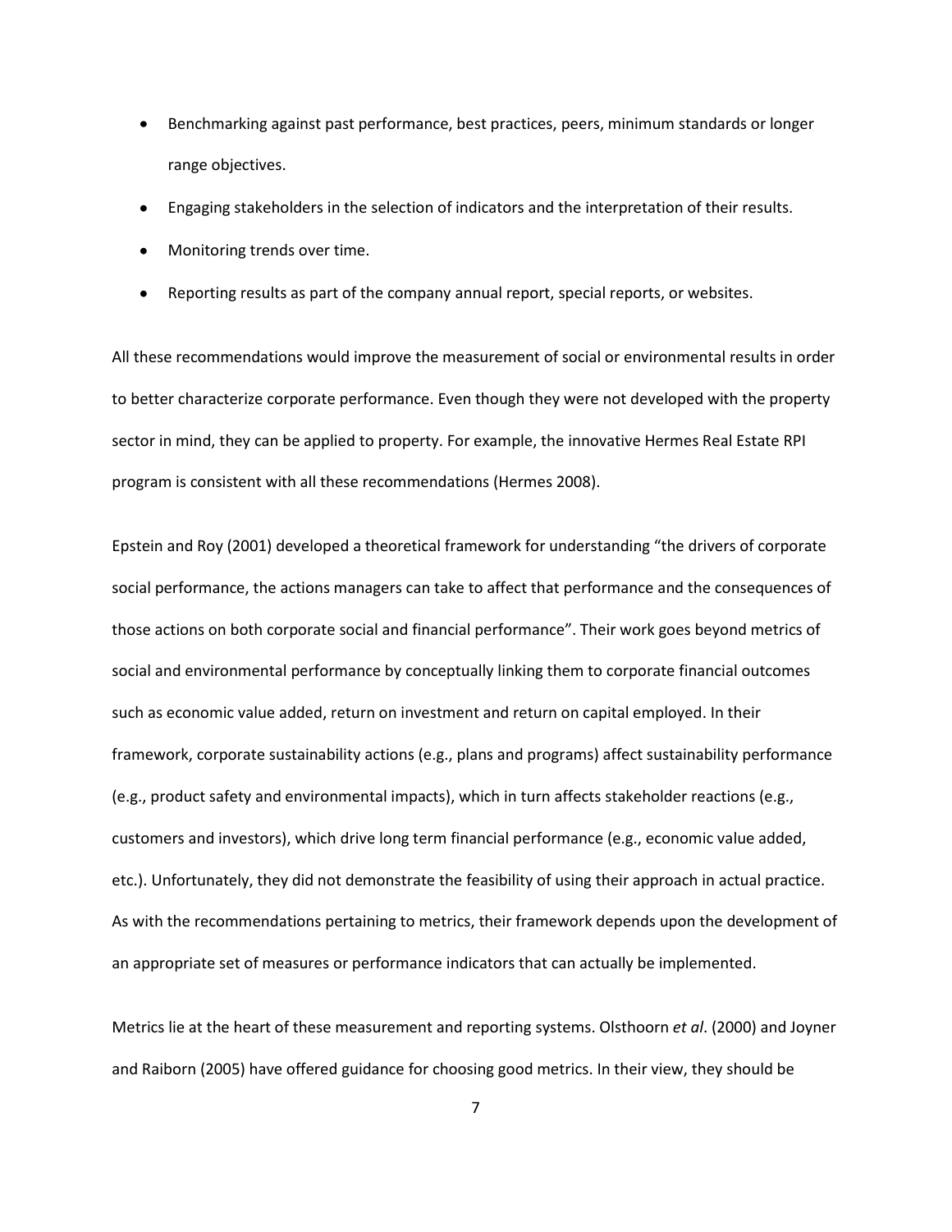- Benchmarking against past performance, best practices, peers, minimum standards or longer range objectives.
- Engaging stakeholders in the selection of indicators and the interpretation of their results.
- Monitoring trends over time.
- Reporting results as part of the company annual report, special reports, or websites.

All these recommendations would improve the measurement of social or environmental results in order to better characterize corporate performance. Even though they were not developed with the property sector in mind, they can be applied to property. For example, the innovative Hermes Real Estate RPI program is consistent with all these recommendations (Hermes 2008).

Epstein and Roy (2001) developed a theoretical framework for understanding "the drivers of corporate social performance, the actions managers can take to affect that performance and the consequences of those actions on both corporate social and financial performance". Their work goes beyond metrics of social and environmental performance by conceptually linking them to corporate financial outcomes such as economic value added, return on investment and return on capital employed. In their framework, corporate sustainability actions (e.g., plans and programs) affect sustainability performance (e.g., product safety and environmental impacts), which in turn affects stakeholder reactions (e.g., customers and investors), which drive long term financial performance (e.g., economic value added, etc.). Unfortunately, they did not demonstrate the feasibility of using their approach in actual practice. As with the recommendations pertaining to metrics, their framework depends upon the development of an appropriate set of measures or performance indicators that can actually be implemented.

Metrics lie at the heart of these measurement and reporting systems. Olsthoorn *et al*. (2000) and Joyner and Raiborn (2005) have offered guidance for choosing good metrics. In their view, they should be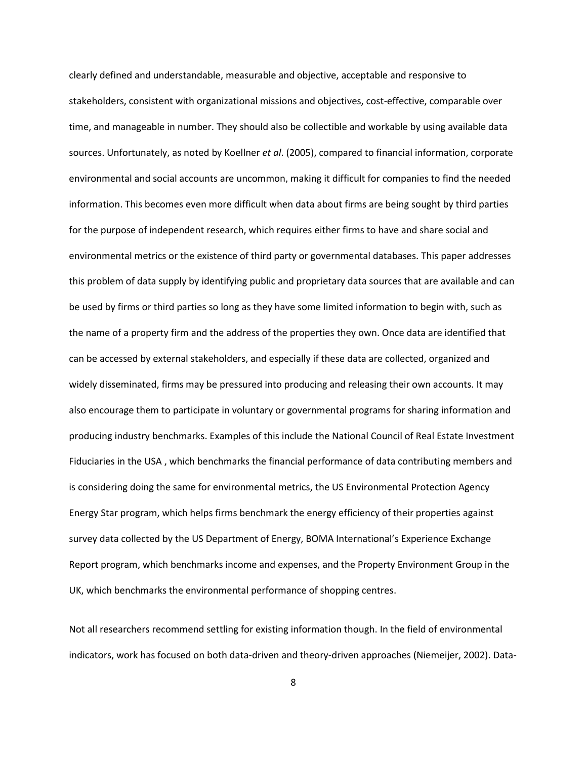clearly defined and understandable, measurable and objective, acceptable and responsive to stakeholders, consistent with organizational missions and objectives, cost-effective, comparable over time, and manageable in number. They should also be collectible and workable by using available data sources. Unfortunately, as noted by Koellner *et al*. (2005), compared to financial information, corporate environmental and social accounts are uncommon, making it difficult for companies to find the needed information. This becomes even more difficult when data about firms are being sought by third parties for the purpose of independent research, which requires either firms to have and share social and environmental metrics or the existence of third party or governmental databases. This paper addresses this problem of data supply by identifying public and proprietary data sources that are available and can be used by firms or third parties so long as they have some limited information to begin with, such as the name of a property firm and the address of the properties they own. Once data are identified that can be accessed by external stakeholders, and especially if these data are collected, organized and widely disseminated, firms may be pressured into producing and releasing their own accounts. It may also encourage them to participate in voluntary or governmental programs for sharing information and producing industry benchmarks. Examples of this include the National Council of Real Estate Investment Fiduciaries in the USA , which benchmarks the financial performance of data contributing members and is considering doing the same for environmental metrics, the US Environmental Protection Agency Energy Star program, which helps firms benchmark the energy efficiency of their properties against survey data collected by the US Department of Energy, BOMA International's Experience Exchange Report program, which benchmarks income and expenses, and the Property Environment Group in the UK, which benchmarks the environmental performance of shopping centres.

Not all researchers recommend settling for existing information though. In the field of environmental indicators, work has focused on both data-driven and theory-driven approaches (Niemeijer, 2002). Data-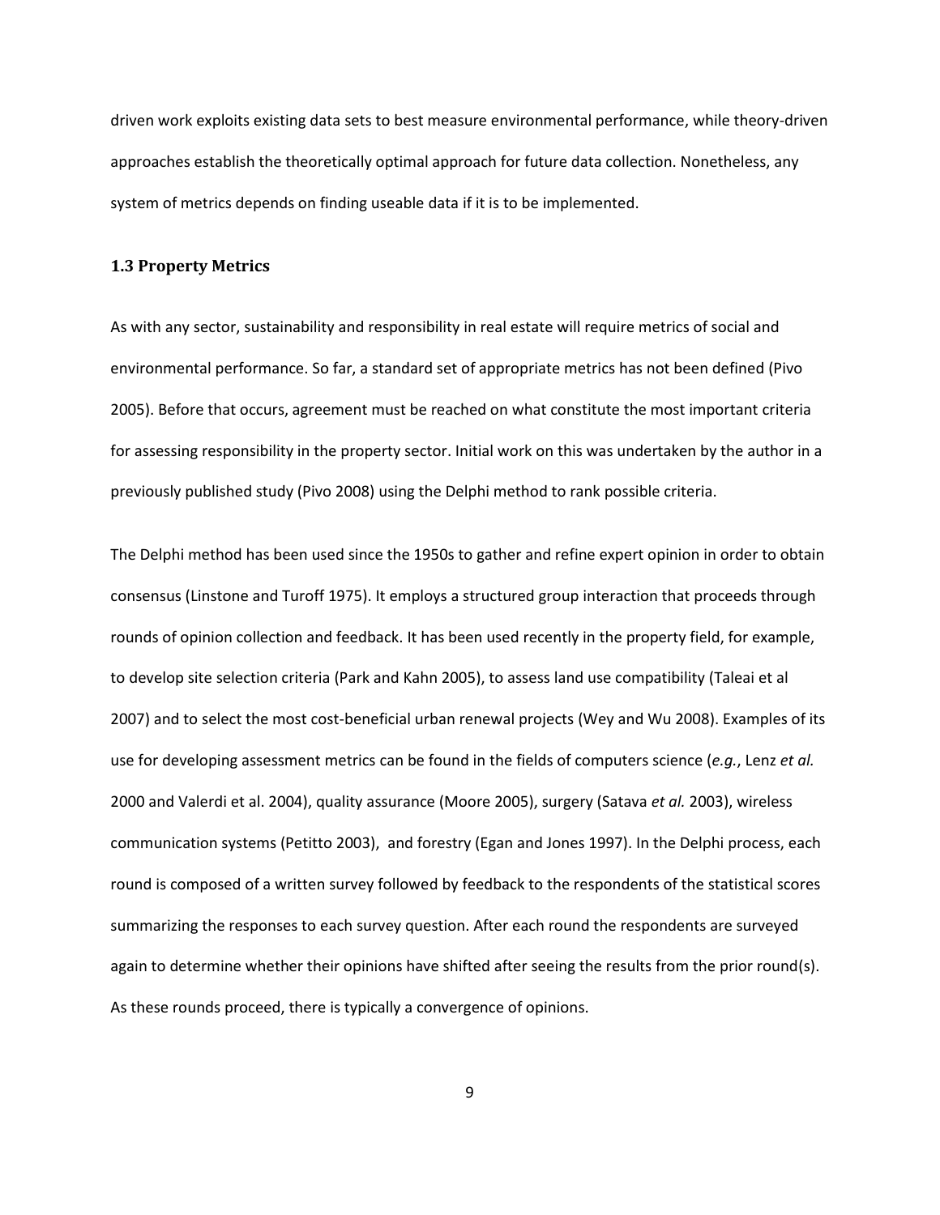driven work exploits existing data sets to best measure environmental performance, while theory-driven approaches establish the theoretically optimal approach for future data collection. Nonetheless, any system of metrics depends on finding useable data if it is to be implemented.

### 1.3 Property Metrics

As with any sector, sustainability and responsibility in real estate will require metrics of social and environmental performance. So far, a standard set of appropriate metrics has not been defined (Pivo 2005). Before that occurs, agreement must be reached on what constitute the most important criteria for assessing responsibility in the property sector. Initial work on this was undertaken by the author in a previously published study (Pivo 2008) using the Delphi method to rank possible criteria.

The Delphi method has been used since the 1950s to gather and refine expert opinion in order to obtain consensus (Linstone and Turoff 1975). It employs a structured group interaction that proceeds through rounds of opinion collection and feedback. It has been used recently in the property field, for example, to develop site selection criteria (Park and Kahn 2005), to assess land use compatibility (Taleai et al 2007) and to select the most cost-beneficial urban renewal projects (Wey and Wu 2008). Examples of its use for developing assessment metrics can be found in the fields of computers science (*e.g.*, Lenz *et al.* 2000 and Valerdi et al. 2004), quality assurance (Moore 2005), surgery (Satava *et al.* 2003), wireless communication systems (Petitto 2003), and forestry (Egan and Jones 1997). In the Delphi process, each round is composed of a written survey followed by feedback to the respondents of the statistical scores summarizing the responses to each survey question. After each round the respondents are surveyed again to determine whether their opinions have shifted after seeing the results from the prior round(s). As these rounds proceed, there is typically a convergence of opinions.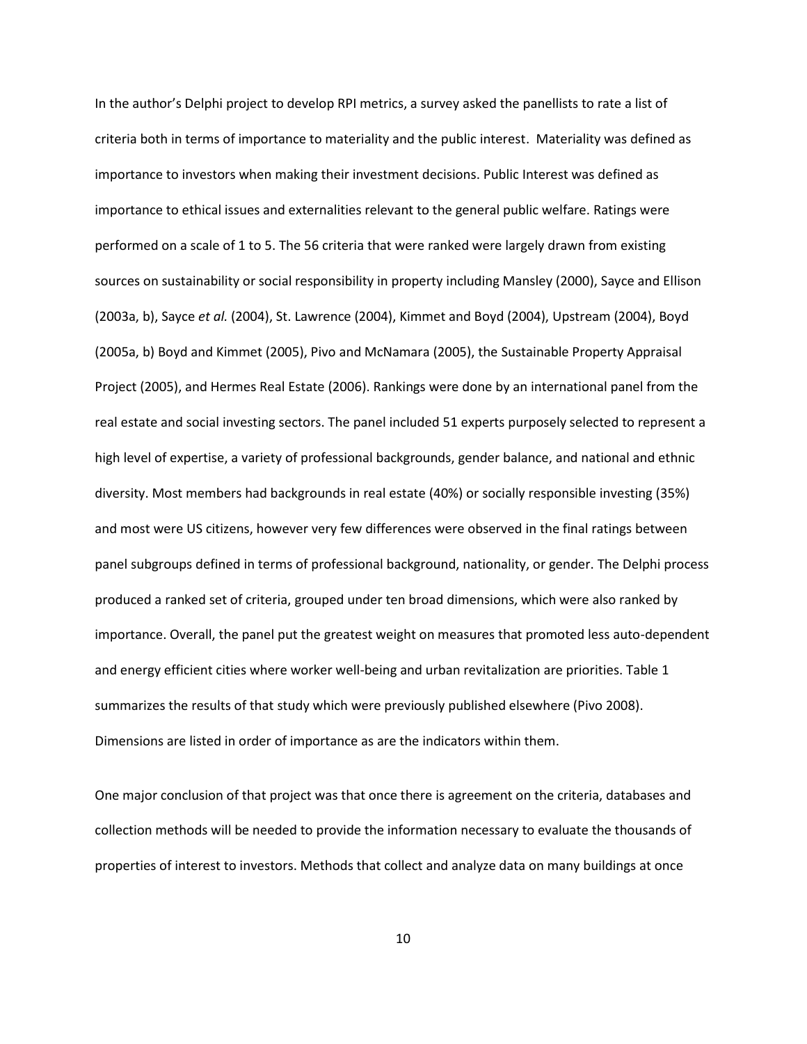In the author's Delphi project to develop RPI metrics, a survey asked the panellists to rate a list of criteria both in terms of importance to materiality and the public interest. Materiality was defined as importance to investors when making their investment decisions. Public Interest was defined as importance to ethical issues and externalities relevant to the general public welfare. Ratings were performed on a scale of 1 to 5. The 56 criteria that were ranked were largely drawn from existing sources on sustainability or social responsibility in property including Mansley (2000), Sayce and Ellison (2003a, b), Sayce *et al.* (2004), St. Lawrence (2004), Kimmet and Boyd (2004), Upstream (2004), Boyd (2005a, b) Boyd and Kimmet (2005), Pivo and McNamara (2005), the Sustainable Property Appraisal Project (2005), and Hermes Real Estate (2006). Rankings were done by an international panel from the real estate and social investing sectors. The panel included 51 experts purposely selected to represent a high level of expertise, a variety of professional backgrounds, gender balance, and national and ethnic diversity. Most members had backgrounds in real estate (40%) or socially responsible investing (35%) and most were US citizens, however very few differences were observed in the final ratings between panel subgroups defined in terms of professional background, nationality, or gender. The Delphi process produced a ranked set of criteria, grouped under ten broad dimensions, which were also ranked by importance. Overall, the panel put the greatest weight on measures that promoted less auto-dependent and energy efficient cities where worker well-being and urban revitalization are priorities. Table 1 summarizes the results of that study which were previously published elsewhere (Pivo 2008). Dimensions are listed in order of importance as are the indicators within them.

One major conclusion of that project was that once there is agreement on the criteria, databases and collection methods will be needed to provide the information necessary to evaluate the thousands of properties of interest to investors. Methods that collect and analyze data on many buildings at once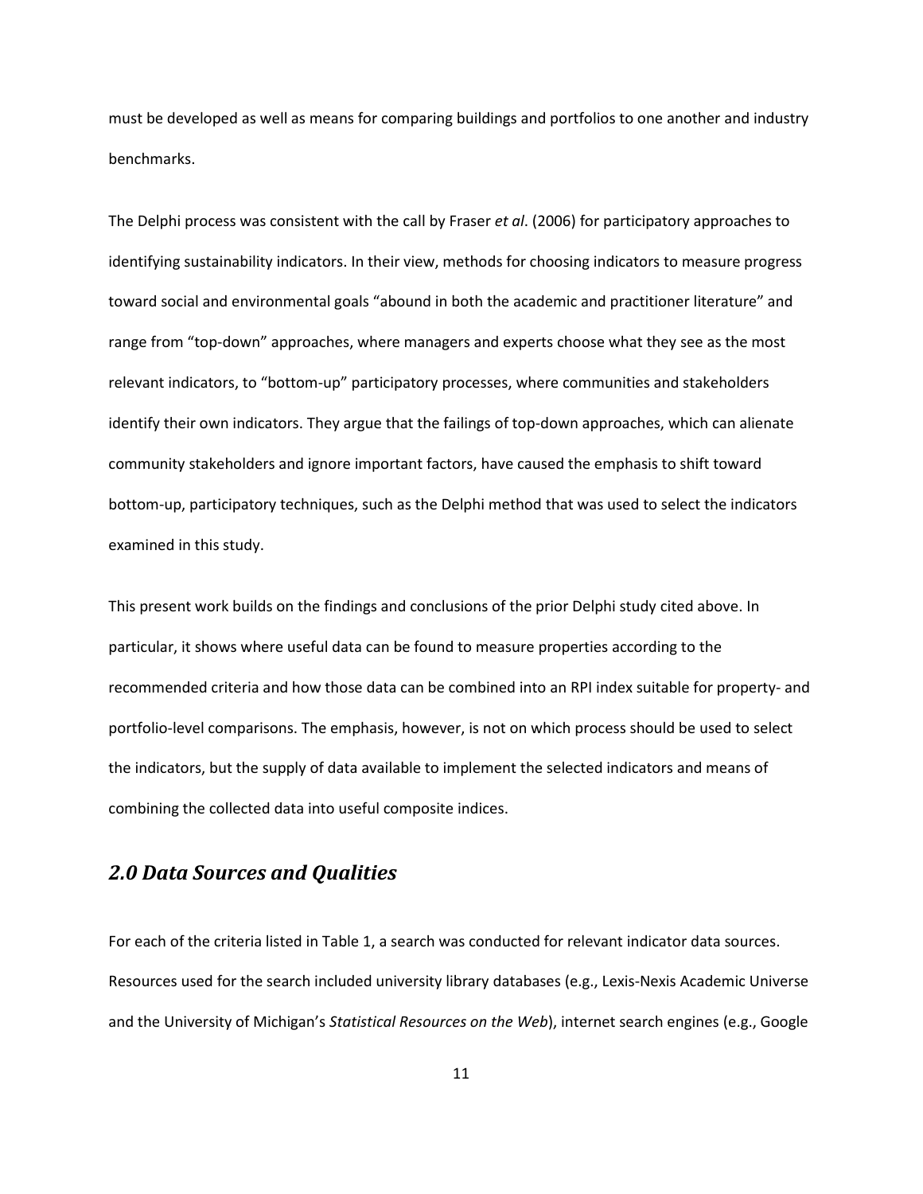must be developed as well as means for comparing buildings and portfolios to one another and industry benchmarks.

The Delphi process was consistent with the call by Fraser *et al*. (2006) for participatory approaches to identifying sustainability indicators. In their view, methods for choosing indicators to measure progress toward social and environmental goals "abound in both the academic and practitioner literature" and range from "top-down" approaches, where managers and experts choose what they see as the most relevant indicators, to "bottom-up" participatory processes, where communities and stakeholders identify their own indicators. They argue that the failings of top-down approaches, which can alienate community stakeholders and ignore important factors, have caused the emphasis to shift toward bottom-up, participatory techniques, such as the Delphi method that was used to select the indicators examined in this study.

This present work builds on the findings and conclusions of the prior Delphi study cited above. In particular, it shows where useful data can be found to measure properties according to the recommended criteria and how those data can be combined into an RPI index suitable for property- and portfolio-level comparisons. The emphasis, however, is not on which process should be used to select the indicators, but the supply of data available to implement the selected indicators and means of combining the collected data into useful composite indices.

## *2.0 Data Sources and Qualities*

For each of the criteria listed in Table 1, a search was conducted for relevant indicator data sources. Resources used for the search included university library databases (e.g., Lexis-Nexis Academic Universe and the University of Michigan's *Statistical Resources on the Web*), internet search engines (e.g., Google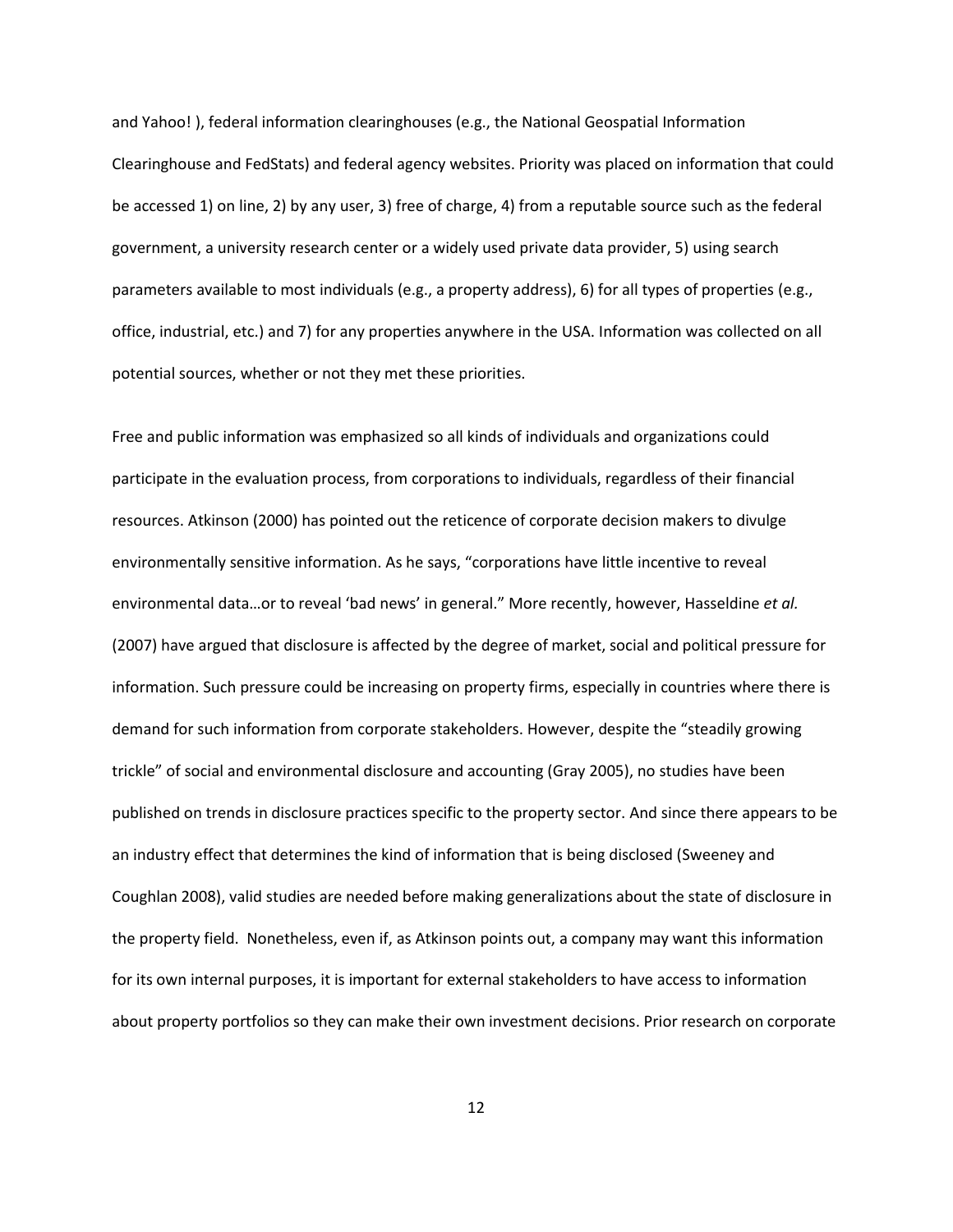and Yahoo! ), federal information clearinghouses (e.g., the National Geospatial Information Clearinghouse and FedStats) and federal agency websites. Priority was placed on information that could be accessed 1) on line, 2) by any user, 3) free of charge, 4) from a reputable source such as the federal government, a university research center or a widely used private data provider, 5) using search parameters available to most individuals (e.g., a property address), 6) for all types of properties (e.g., office, industrial, etc.) and 7) for any properties anywhere in the USA. Information was collected on all potential sources, whether or not they met these priorities.

Free and public information was emphasized so all kinds of individuals and organizations could participate in the evaluation process, from corporations to individuals, regardless of their financial resources. Atkinson (2000) has pointed out the reticence of corporate decision makers to divulge environmentally sensitive information. As he says, "corporations have little incentive to reveal environmental data…or to reveal 'bad news' in general." More recently, however, Hasseldine *et al.* (2007) have argued that disclosure is affected by the degree of market, social and political pressure for information. Such pressure could be increasing on property firms, especially in countries where there is demand for such information from corporate stakeholders. However, despite the "steadily growing trickle" of social and environmental disclosure and accounting (Gray 2005), no studies have been published on trends in disclosure practices specific to the property sector. And since there appears to be an industry effect that determines the kind of information that is being disclosed (Sweeney and Coughlan 2008), valid studies are needed before making generalizations about the state of disclosure in the property field. Nonetheless, even if, as Atkinson points out, a company may want this information for its own internal purposes, it is important for external stakeholders to have access to information about property portfolios so they can make their own investment decisions. Prior research on corporate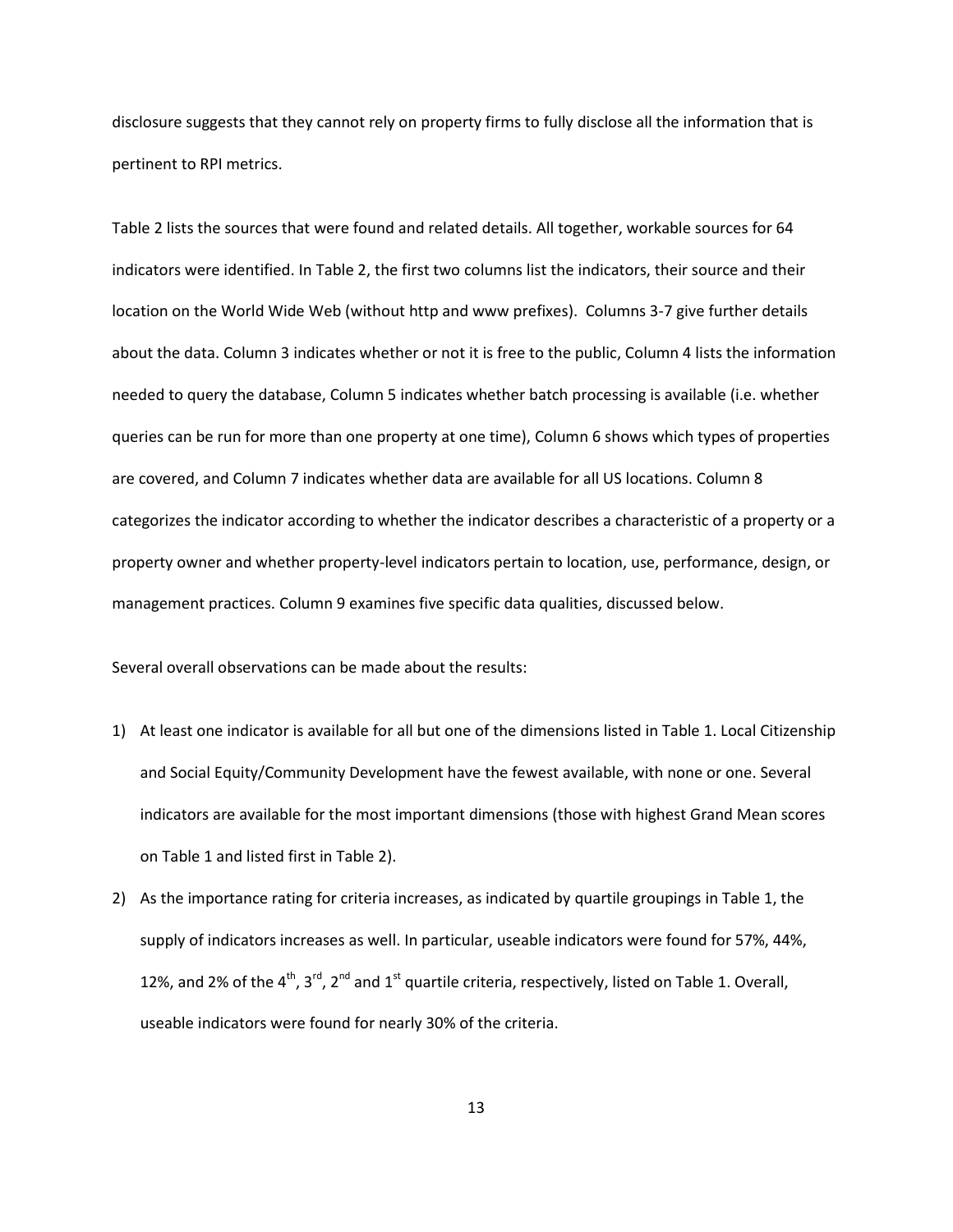disclosure suggests that they cannot rely on property firms to fully disclose all the information that is pertinent to RPI metrics.

Table 2 lists the sources that were found and related details. All together, workable sources for 64 indicators were identified. In Table 2, the first two columns list the indicators, their source and their location on the World Wide Web (without http and www prefixes). Columns 3-7 give further details about the data. Column 3 indicates whether or not it is free to the public, Column 4 lists the information needed to query the database, Column 5 indicates whether batch processing is available (i.e. whether queries can be run for more than one property at one time), Column 6 shows which types of properties are covered, and Column 7 indicates whether data are available for all US locations. Column 8 categorizes the indicator according to whether the indicator describes a characteristic of a property or a property owner and whether property-level indicators pertain to location, use, performance, design, or management practices. Column 9 examines five specific data qualities, discussed below.

Several overall observations can be made about the results:

1) At least one indicator is available for all but one of the dimensions listed in Table 1. Local Citizenship and Social Equity/Community Development have the fewest available, with none or one. Several indicators are available for the most important dimensions (those with highest Grand Mean scores on Table 1 and listed first in Table 2).
2) As the importance rating for criteria increases, as indicated by quartile groupings in Table 1, the supply of indicators increases as well. In particular, useable indicators were found for 57%, 44%, 12%, and 2% of the 4th, 3rd, 2nd and 1st quartile criteria, respectively, listed on Table 1. Overall, useable indicators were found for nearly 30% of the criteria.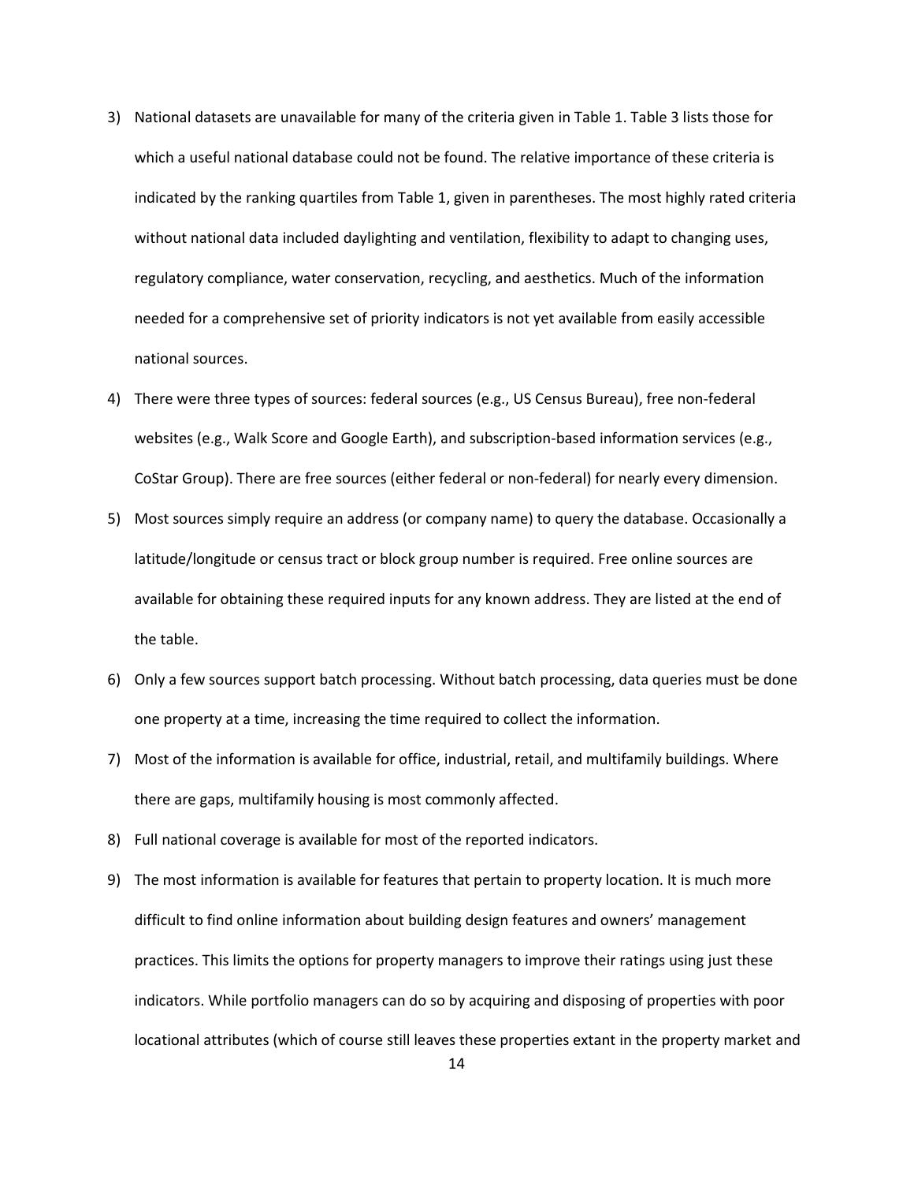3) National datasets are unavailable for many of the criteria given in Table 1. Table 3 lists those for which a useful national database could not be found. The relative importance of these criteria is indicated by the ranking quartiles from Table 1, given in parentheses. The most highly rated criteria without national data included daylighting and ventilation, flexibility to adapt to changing uses, regulatory compliance, water conservation, recycling, and aesthetics. Much of the information needed for a comprehensive set of priority indicators is not yet available from easily accessible national sources.

4) There were three types of sources: federal sources (e.g., US Census Bureau), free non-federal websites (e.g., Walk Score and Google Earth), and subscription-based information services (e.g., CoStar Group). There are free sources (either federal or non-federal) for nearly every dimension.

5) Most sources simply require an address (or company name) to query the database. Occasionally a latitude/longitude or census tract or block group number is required. Free online sources are available for obtaining these required inputs for any known address. They are listed at the end of the table.

6) Only a few sources support batch processing. Without batch processing, data queries must be done one property at a time, increasing the time required to collect the information.

7) Most of the information is available for office, industrial, retail, and multifamily buildings. Where there are gaps, multifamily housing is most commonly affected.

8) Full national coverage is available for most of the reported indicators.

9) The most information is available for features that pertain to property location. It is much more difficult to find online information about building design features and owners' management practices. This limits the options for property managers to improve their ratings using just these indicators. While portfolio managers can do so by acquiring and disposing of properties with poor locational attributes (which of course still leaves these properties extant in the property market and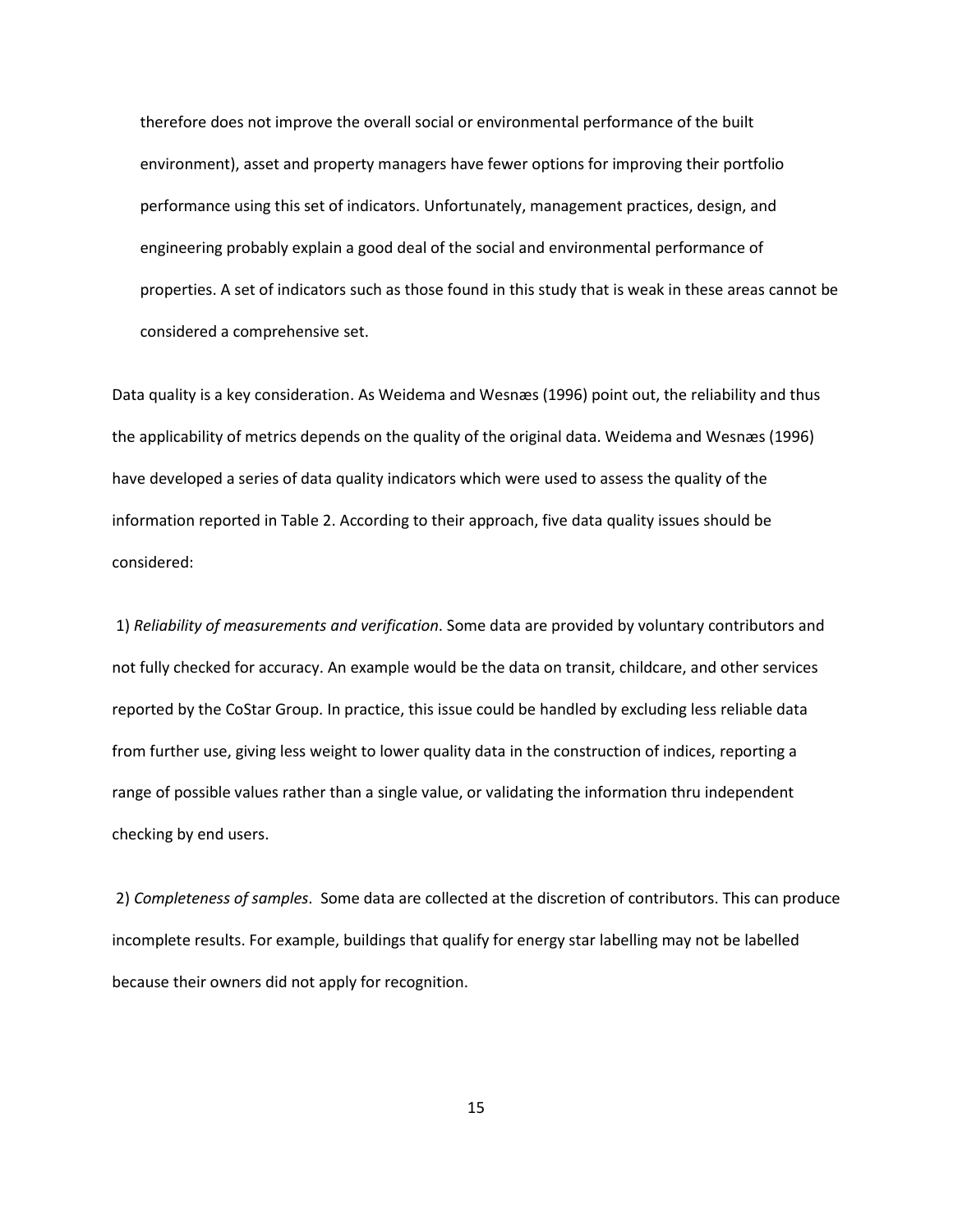therefore does not improve the overall social or environmental performance of the built environment), asset and property managers have fewer options for improving their portfolio performance using this set of indicators. Unfortunately, management practices, design, and engineering probably explain a good deal of the social and environmental performance of properties. A set of indicators such as those found in this study that is weak in these areas cannot be considered a comprehensive set.

Data quality is a key consideration. As Weidema and Wesnæs (1996) point out, the reliability and thus the applicability of metrics depends on the quality of the original data. Weidema and Wesnæs (1996) have developed a series of data quality indicators which were used to assess the quality of the information reported in Table 2. According to their approach, five data quality issues should be considered:

1) *Reliability of measurements and verification*. Some data are provided by voluntary contributors and not fully checked for accuracy. An example would be the data on transit, childcare, and other services reported by the CoStar Group. In practice, this issue could be handled by excluding less reliable data from further use, giving less weight to lower quality data in the construction of indices, reporting a range of possible values rather than a single value, or validating the information thru independent checking by end users.

2) *Completeness of samples*. Some data are collected at the discretion of contributors. This can produce incomplete results. For example, buildings that qualify for energy star labelling may not be labelled because their owners did not apply for recognition.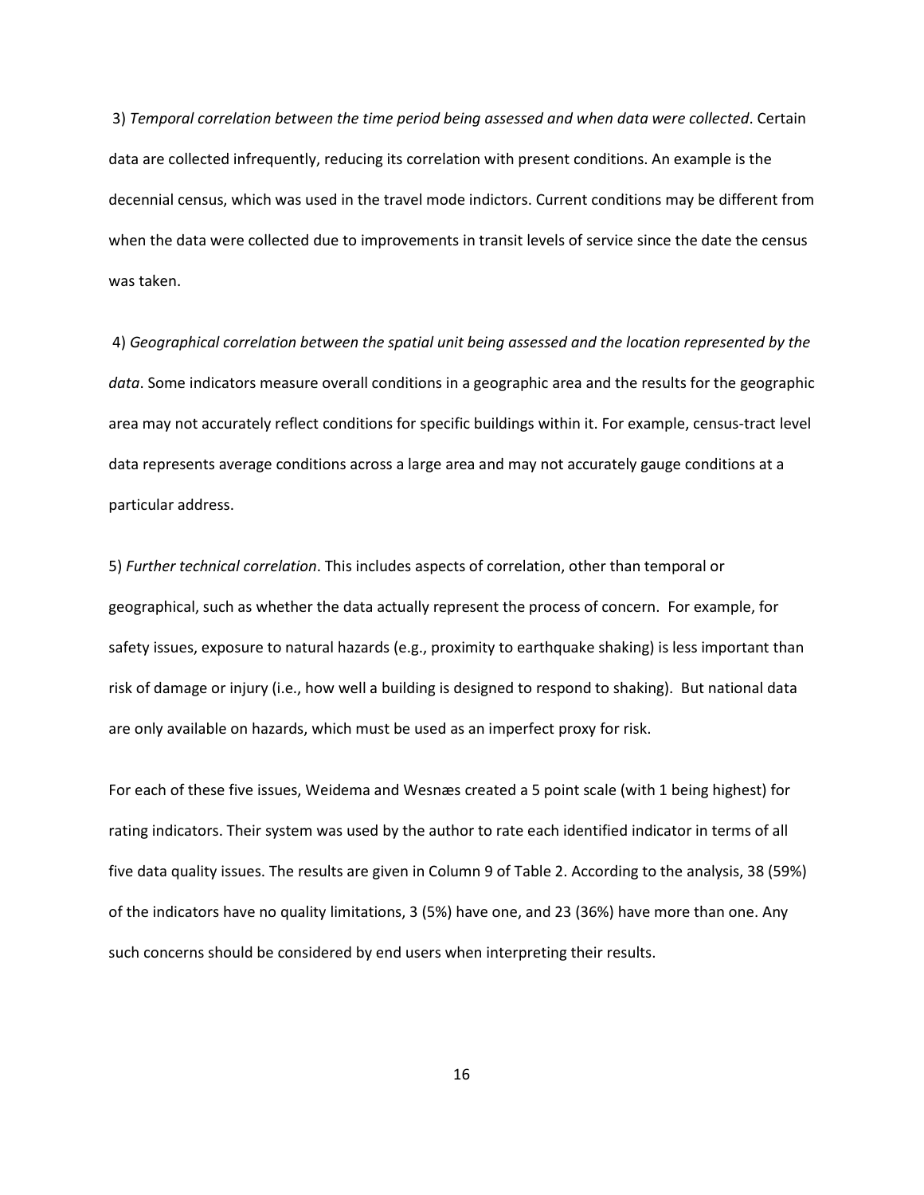3) *Temporal correlation between the time period being assessed and when data were collected*. Certain data are collected infrequently, reducing its correlation with present conditions. An example is the decennial census, which was used in the travel mode indictors. Current conditions may be different from when the data were collected due to improvements in transit levels of service since the date the census was taken.

4) *Geographical correlation between the spatial unit being assessed and the location represented by the data*. Some indicators measure overall conditions in a geographic area and the results for the geographic area may not accurately reflect conditions for specific buildings within it. For example, census-tract level data represents average conditions across a large area and may not accurately gauge conditions at a particular address.

5) *Further technical correlation*. This includes aspects of correlation, other than temporal or geographical, such as whether the data actually represent the process of concern. For example, for safety issues, exposure to natural hazards (e.g., proximity to earthquake shaking) is less important than risk of damage or injury (i.e., how well a building is designed to respond to shaking). But national data are only available on hazards, which must be used as an imperfect proxy for risk.

For each of these five issues, Weidema and Wesnæs created a 5 point scale (with 1 being highest) for rating indicators. Their system was used by the author to rate each identified indicator in terms of all five data quality issues. The results are given in Column 9 of Table 2. According to the analysis, 38 (59%) of the indicators have no quality limitations, 3 (5%) have one, and 23 (36%) have more than one. Any such concerns should be considered by end users when interpreting their results.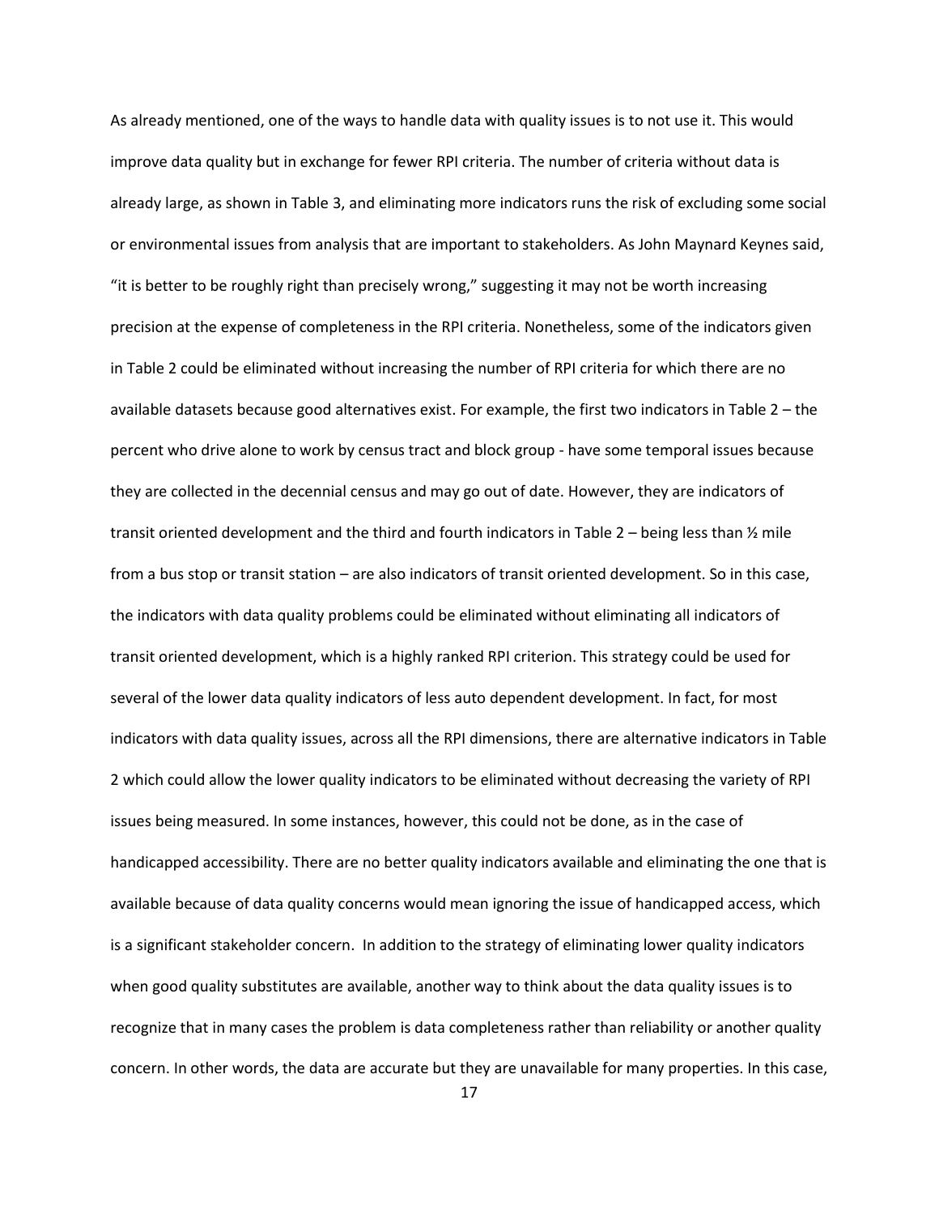As already mentioned, one of the ways to handle data with quality issues is to not use it. This would improve data quality but in exchange for fewer RPI criteria. The number of criteria without data is already large, as shown in Table 3, and eliminating more indicators runs the risk of excluding some social or environmental issues from analysis that are important to stakeholders. As John Maynard Keynes said, "it is better to be roughly right than precisely wrong," suggesting it may not be worth increasing precision at the expense of completeness in the RPI criteria. Nonetheless, some of the indicators given in Table 2 could be eliminated without increasing the number of RPI criteria for which there are no available datasets because good alternatives exist. For example, the first two indicators in Table 2 – the percent who drive alone to work by census tract and block group - have some temporal issues because they are collected in the decennial census and may go out of date. However, they are indicators of transit oriented development and the third and fourth indicators in Table 2 – being less than ½ mile from a bus stop or transit station – are also indicators of transit oriented development. So in this case, the indicators with data quality problems could be eliminated without eliminating all indicators of transit oriented development, which is a highly ranked RPI criterion. This strategy could be used for several of the lower data quality indicators of less auto dependent development. In fact, for most indicators with data quality issues, across all the RPI dimensions, there are alternative indicators in Table 2 which could allow the lower quality indicators to be eliminated without decreasing the variety of RPI issues being measured. In some instances, however, this could not be done, as in the case of handicapped accessibility. There are no better quality indicators available and eliminating the one that is available because of data quality concerns would mean ignoring the issue of handicapped access, which is a significant stakeholder concern. In addition to the strategy of eliminating lower quality indicators when good quality substitutes are available, another way to think about the data quality issues is to recognize that in many cases the problem is data completeness rather than reliability or another quality concern. In other words, the data are accurate but they are unavailable for many properties. In this case,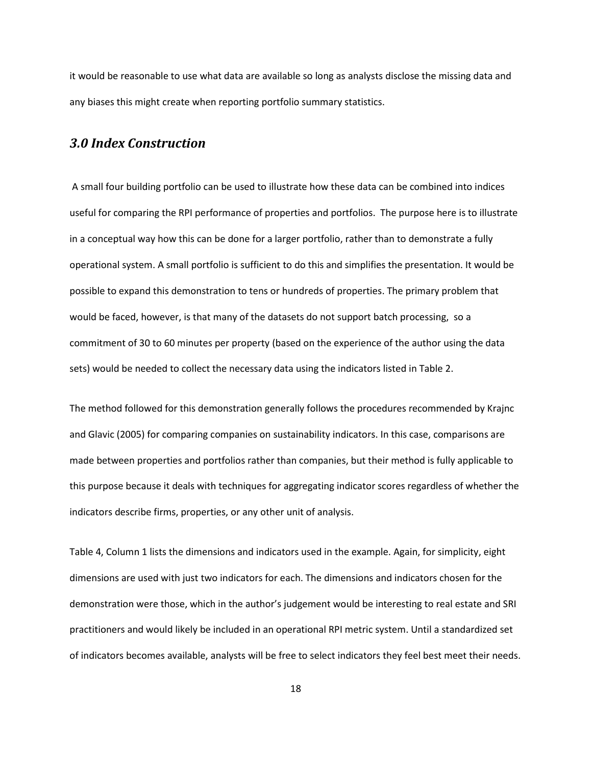it would be reasonable to use what data are available so long as analysts disclose the missing data and any biases this might create when reporting portfolio summary statistics.

## *3.0 Index Construction*

A small four building portfolio can be used to illustrate how these data can be combined into indices useful for comparing the RPI performance of properties and portfolios. The purpose here is to illustrate in a conceptual way how this can be done for a larger portfolio, rather than to demonstrate a fully operational system. A small portfolio is sufficient to do this and simplifies the presentation. It would be possible to expand this demonstration to tens or hundreds of properties. The primary problem that would be faced, however, is that many of the datasets do not support batch processing, so a commitment of 30 to 60 minutes per property (based on the experience of the author using the data sets) would be needed to collect the necessary data using the indicators listed in Table 2.

The method followed for this demonstration generally follows the procedures recommended by Krajnc and Glavic (2005) for comparing companies on sustainability indicators. In this case, comparisons are made between properties and portfolios rather than companies, but their method is fully applicable to this purpose because it deals with techniques for aggregating indicator scores regardless of whether the indicators describe firms, properties, or any other unit of analysis.

Table 4, Column 1 lists the dimensions and indicators used in the example. Again, for simplicity, eight dimensions are used with just two indicators for each. The dimensions and indicators chosen for the demonstration were those, which in the author's judgement would be interesting to real estate and SRI practitioners and would likely be included in an operational RPI metric system. Until a standardized set of indicators becomes available, analysts will be free to select indicators they feel best meet their needs.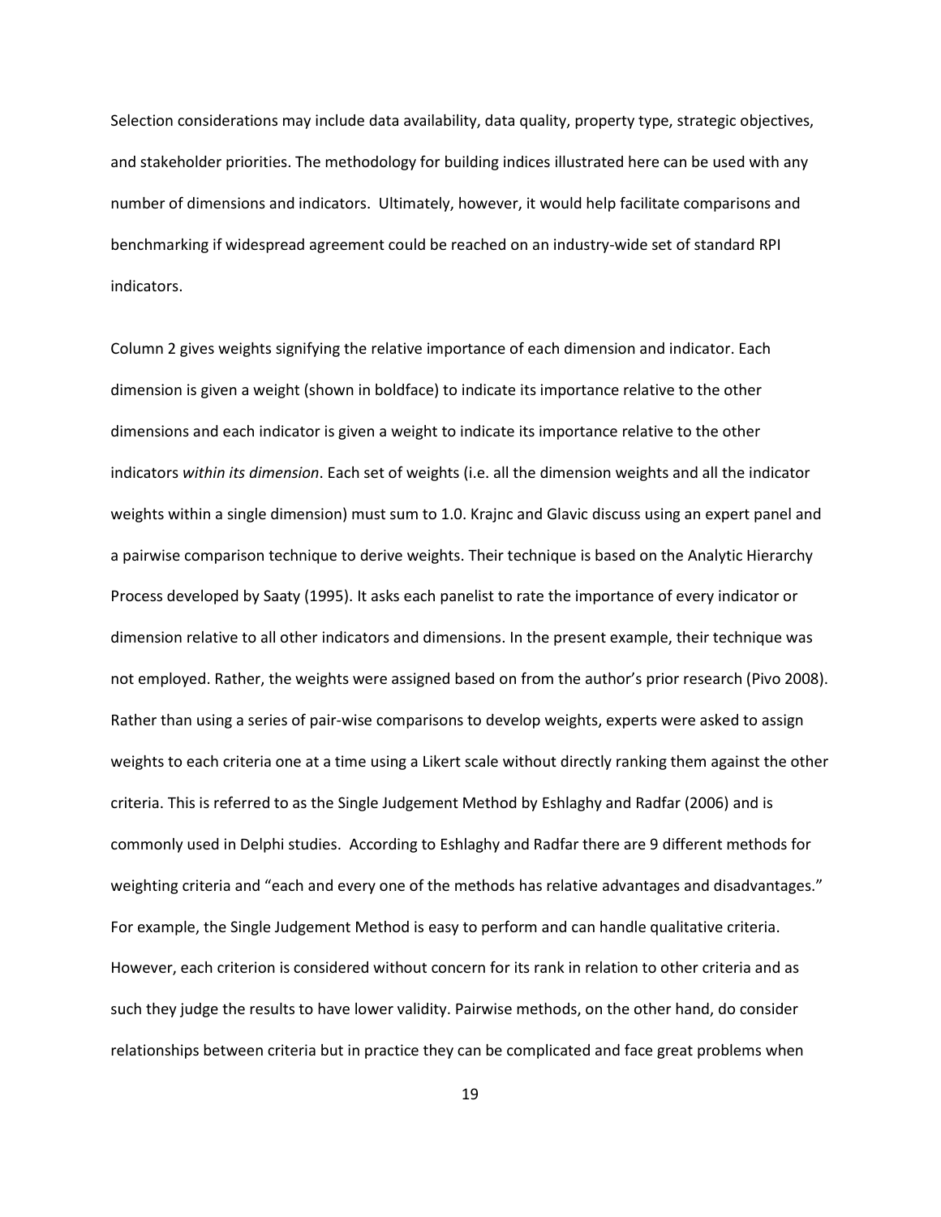Selection considerations may include data availability, data quality, property type, strategic objectives, and stakeholder priorities. The methodology for building indices illustrated here can be used with any number of dimensions and indicators. Ultimately, however, it would help facilitate comparisons and benchmarking if widespread agreement could be reached on an industry-wide set of standard RPI indicators.

Column 2 gives weights signifying the relative importance of each dimension and indicator. Each dimension is given a weight (shown in boldface) to indicate its importance relative to the other dimensions and each indicator is given a weight to indicate its importance relative to the other indicators *within its dimension*. Each set of weights (i.e. all the dimension weights and all the indicator weights within a single dimension) must sum to 1.0. Krajnc and Glavic discuss using an expert panel and a pairwise comparison technique to derive weights. Their technique is based on the Analytic Hierarchy Process developed by Saaty (1995). It asks each panelist to rate the importance of every indicator or dimension relative to all other indicators and dimensions. In the present example, their technique was not employed. Rather, the weights were assigned based on from the author's prior research (Pivo 2008). Rather than using a series of pair-wise comparisons to develop weights, experts were asked to assign weights to each criteria one at a time using a Likert scale without directly ranking them against the other criteria. This is referred to as the Single Judgement Method by Eshlaghy and Radfar (2006) and is commonly used in Delphi studies. According to Eshlaghy and Radfar there are 9 different methods for weighting criteria and "each and every one of the methods has relative advantages and disadvantages." For example, the Single Judgement Method is easy to perform and can handle qualitative criteria. However, each criterion is considered without concern for its rank in relation to other criteria and as such they judge the results to have lower validity. Pairwise methods, on the other hand, do consider relationships between criteria but in practice they can be complicated and face great problems when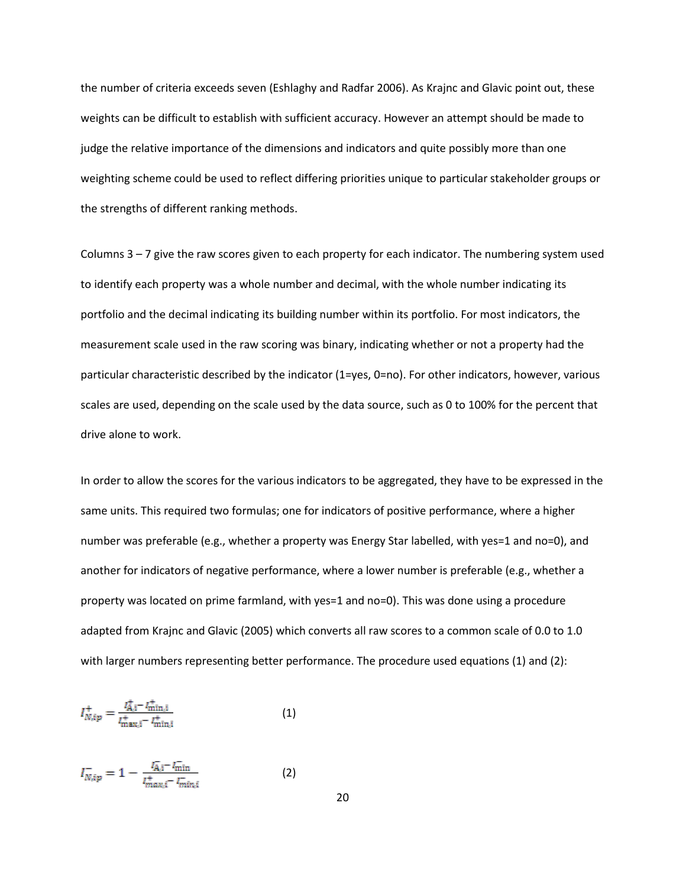the number of criteria exceeds seven (Eshlaghy and Radfar 2006). As Krajnc and Glavic point out, these weights can be difficult to establish with sufficient accuracy. However an attempt should be made to judge the relative importance of the dimensions and indicators and quite possibly more than one weighting scheme could be used to reflect differing priorities unique to particular stakeholder groups or the strengths of different ranking methods.

Columns 3 – 7 give the raw scores given to each property for each indicator. The numbering system used to identify each property was a whole number and decimal, with the whole number indicating its portfolio and the decimal indicating its building number within its portfolio. For most indicators, the measurement scale used in the raw scoring was binary, indicating whether or not a property had the particular characteristic described by the indicator (1=yes, 0=no). For other indicators, however, various scales are used, depending on the scale used by the data source, such as 0 to 100% for the percent that drive alone to work.

In order to allow the scores for the various indicators to be aggregated, they have to be expressed in the same units. This required two formulas; one for indicators of positive performance, where a higher number was preferable (e.g., whether a property was Energy Star labelled, with yes=1 and no=0), and another for indicators of negative performance, where a lower number is preferable (e.g., whether a property was located on prime farmland, with yes=1 and no=0). This was done using a procedure adapted from Krajnc and Glavic (2005) which converts all raw scores to a common scale of 0.0 to 1.0 with larger numbers representing better performance. The procedure used equations (1) and (2):

$$I^{+}_{N,ip} = \frac{I^{+}_{A,i} - I^{+}_{\min,i}}{I^{+}_{\max,i} - I^{+}_{\min,i}} \qquad (1)$$

$$I^{-}_{N,ip} = 1 - \frac{I^{-}_{A,i} - I^{-}_{\min}}{I^{+}_{\max,i} - I^{-}_{\min,i}} \qquad (2)$$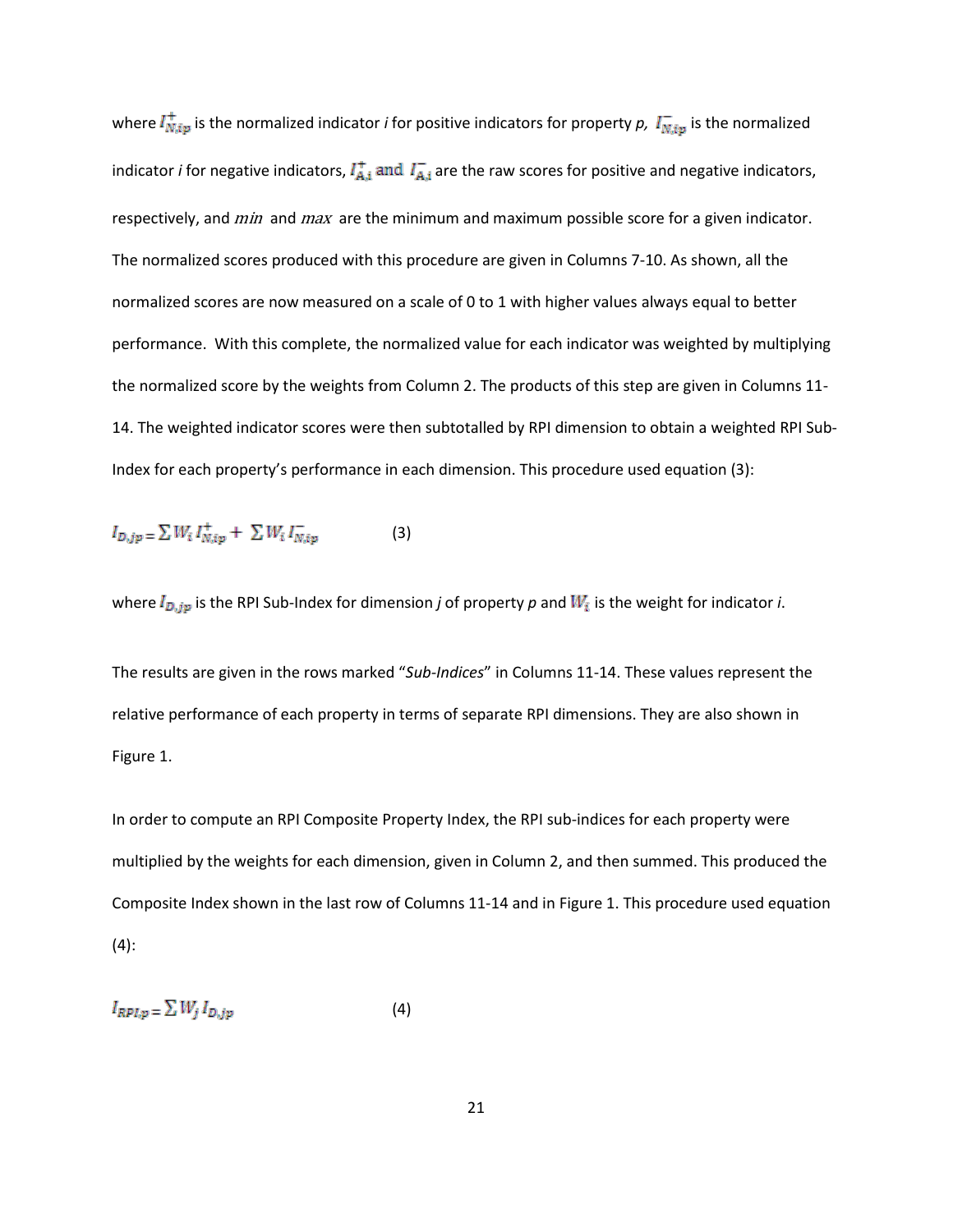where $I^{+}_{N,ip}$ is the normalized indicator *i* for positive indicators for property *p*, $I^{-}_{N,ip}$ is the normalized indicator *i* for negative indicators, $I^{+}_{A,i}$ and $I^{-}_{A,i}$ are the raw scores for positive and negative indicators, respectively, and $min$ and $max$ are the minimum and maximum possible score for a given indicator. The normalized scores produced with this procedure are given in Columns 7-10. As shown, all the normalized scores are now measured on a scale of 0 to 1 with higher values always equal to better performance. With this complete, the normalized value for each indicator was weighted by multiplying the normalized score by the weights from Column 2. The products of this step are given in Columns 11-14. The weighted indicator scores were then subtotalled by RPI dimension to obtain a weighted RPI Sub-Index for each property's performance in each dimension. This procedure used equation (3):

$$I_{D,jp} = \sum W_i I^{+}_{N,ip} + \sum W_i I^{-}_{N,ip} \qquad (3)$$

where $I_{D,jp}$ is the RPI Sub-Index for dimension *j* of property *p* and $W_i$ is the weight for indicator *i*.

The results are given in the rows marked "*Sub-Indices*" in Columns 11-14. These values represent the relative performance of each property in terms of separate RPI dimensions. They are also shown in Figure 1.

In order to compute an RPI Composite Property Index, the RPI sub-indices for each property were multiplied by the weights for each dimension, given in Column 2, and then summed. This produced the Composite Index shown in the last row of Columns 11-14 and in Figure 1. This procedure used equation (4):

$$I_{RPI,p} = \sum W_j I_{D,jp} \qquad (4)$$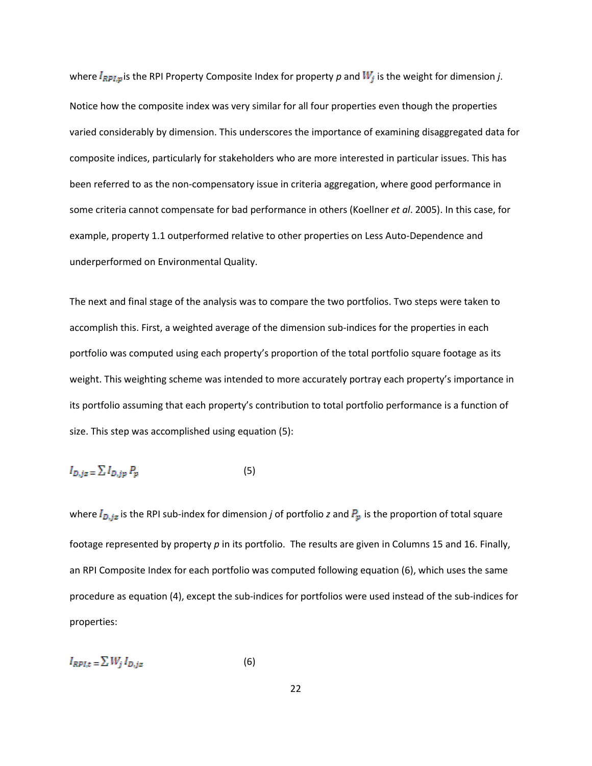where $I_{RPI,p}$ is the RPI Property Composite Index for property *p* and $W_j$ is the weight for dimension *j*. Notice how the composite index was very similar for all four properties even though the properties varied considerably by dimension. This underscores the importance of examining disaggregated data for composite indices, particularly for stakeholders who are more interested in particular issues. This has been referred to as the non-compensatory issue in criteria aggregation, where good performance in some criteria cannot compensate for bad performance in others (Koellner *et al*. 2005). In this case, for example, property 1.1 outperformed relative to other properties on Less Auto-Dependence and underperformed on Environmental Quality.

The next and final stage of the analysis was to compare the two portfolios. Two steps were taken to accomplish this. First, a weighted average of the dimension sub-indices for the properties in each portfolio was computed using each property's proportion of the total portfolio square footage as its weight. This weighting scheme was intended to more accurately portray each property's importance in its portfolio assuming that each property's contribution to total portfolio performance is a function of size. This step was accomplished using equation (5):

$$I_{D,jz} = \sum I_{D,jp} P_p \qquad (5)$$

where $I_{D,jz}$ is the RPI sub-index for dimension *j* of portfolio *z* and $P_p$ is the proportion of total square footage represented by property *p* in its portfolio. The results are given in Columns 15 and 16. Finally, an RPI Composite Index for each portfolio was computed following equation (6), which uses the same procedure as equation (4), except the sub-indices for portfolios were used instead of the sub-indices for properties:

$$I_{RPI,z} = \sum W_j I_{D,jz} \qquad (6)$$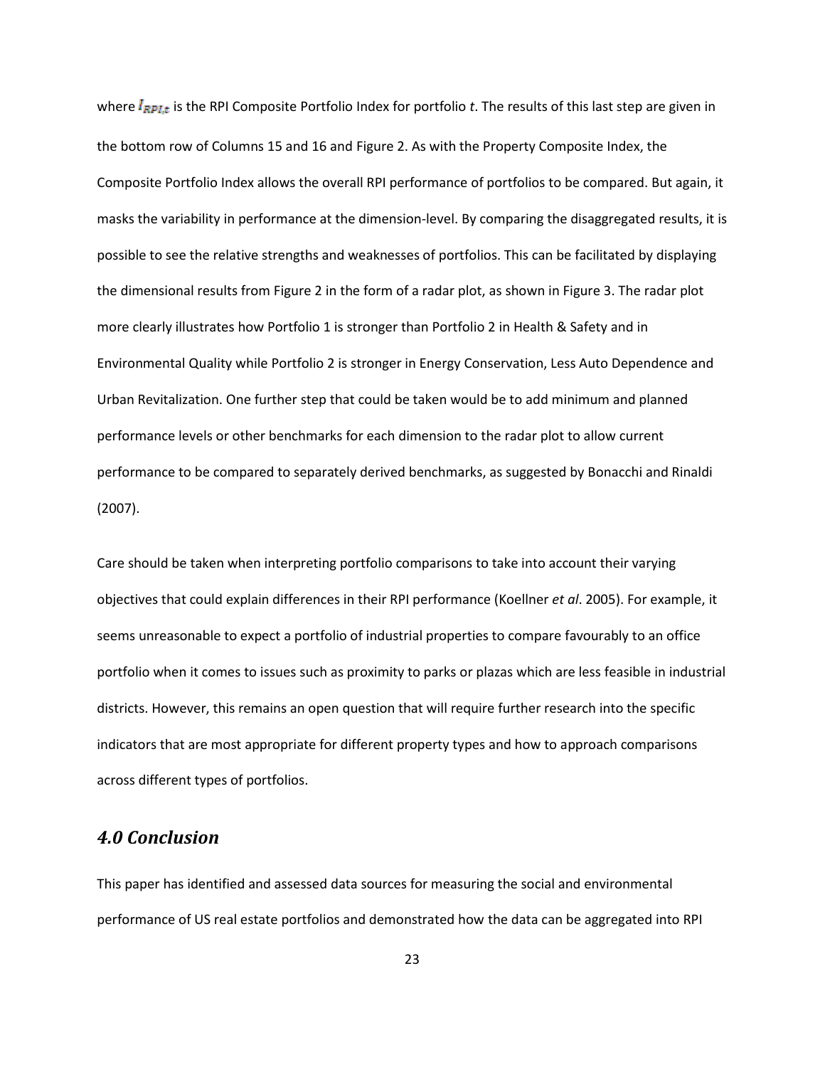where $I_{RPI,t}$ is the RPI Composite Portfolio Index for portfolio *t*. The results of this last step are given in the bottom row of Columns 15 and 16 and Figure 2. As with the Property Composite Index, the Composite Portfolio Index allows the overall RPI performance of portfolios to be compared. But again, it masks the variability in performance at the dimension-level. By comparing the disaggregated results, it is possible to see the relative strengths and weaknesses of portfolios. This can be facilitated by displaying the dimensional results from Figure 2 in the form of a radar plot, as shown in Figure 3. The radar plot more clearly illustrates how Portfolio 1 is stronger than Portfolio 2 in Health & Safety and in Environmental Quality while Portfolio 2 is stronger in Energy Conservation, Less Auto Dependence and Urban Revitalization. One further step that could be taken would be to add minimum and planned performance levels or other benchmarks for each dimension to the radar plot to allow current performance to be compared to separately derived benchmarks, as suggested by Bonacchi and Rinaldi (2007).

Care should be taken when interpreting portfolio comparisons to take into account their varying objectives that could explain differences in their RPI performance (Koellner *et al*. 2005). For example, it seems unreasonable to expect a portfolio of industrial properties to compare favourably to an office portfolio when it comes to issues such as proximity to parks or plazas which are less feasible in industrial districts. However, this remains an open question that will require further research into the specific indicators that are most appropriate for different property types and how to approach comparisons across different types of portfolios.

## *4.0 Conclusion*

This paper has identified and assessed data sources for measuring the social and environmental performance of US real estate portfolios and demonstrated how the data can be aggregated into RPI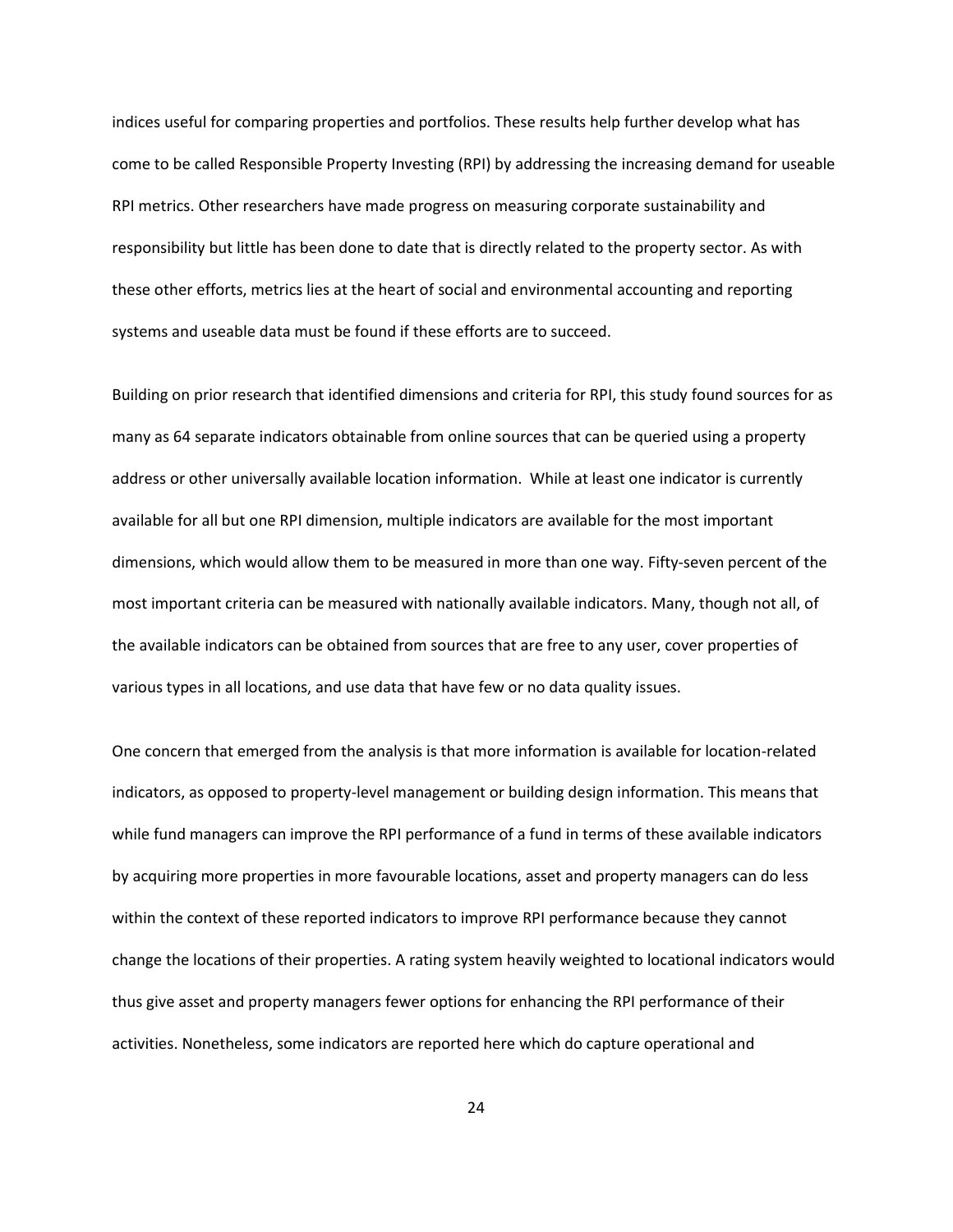indices useful for comparing properties and portfolios. These results help further develop what has come to be called Responsible Property Investing (RPI) by addressing the increasing demand for useable RPI metrics. Other researchers have made progress on measuring corporate sustainability and responsibility but little has been done to date that is directly related to the property sector. As with these other efforts, metrics lies at the heart of social and environmental accounting and reporting systems and useable data must be found if these efforts are to succeed.

Building on prior research that identified dimensions and criteria for RPI, this study found sources for as many as 64 separate indicators obtainable from online sources that can be queried using a property address or other universally available location information. While at least one indicator is currently available for all but one RPI dimension, multiple indicators are available for the most important dimensions, which would allow them to be measured in more than one way. Fifty-seven percent of the most important criteria can be measured with nationally available indicators. Many, though not all, of the available indicators can be obtained from sources that are free to any user, cover properties of various types in all locations, and use data that have few or no data quality issues.

One concern that emerged from the analysis is that more information is available for location-related indicators, as opposed to property-level management or building design information. This means that while fund managers can improve the RPI performance of a fund in terms of these available indicators by acquiring more properties in more favourable locations, asset and property managers can do less within the context of these reported indicators to improve RPI performance because they cannot change the locations of their properties. A rating system heavily weighted to locational indicators would thus give asset and property managers fewer options for enhancing the RPI performance of their activities. Nonetheless, some indicators are reported here which do capture operational and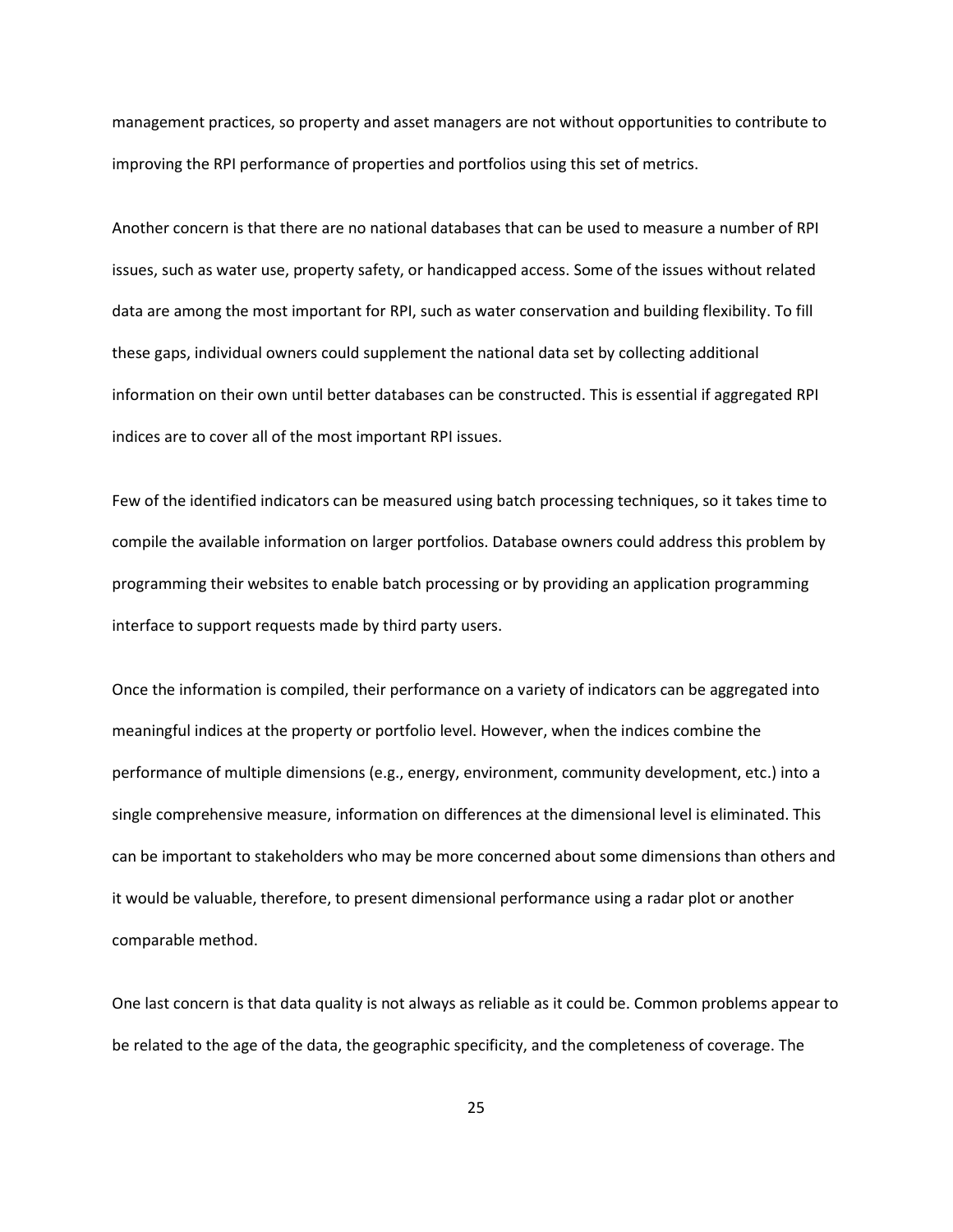management practices, so property and asset managers are not without opportunities to contribute to improving the RPI performance of properties and portfolios using this set of metrics.

Another concern is that there are no national databases that can be used to measure a number of RPI issues, such as water use, property safety, or handicapped access. Some of the issues without related data are among the most important for RPI, such as water conservation and building flexibility. To fill these gaps, individual owners could supplement the national data set by collecting additional information on their own until better databases can be constructed. This is essential if aggregated RPI indices are to cover all of the most important RPI issues.

Few of the identified indicators can be measured using batch processing techniques, so it takes time to compile the available information on larger portfolios. Database owners could address this problem by programming their websites to enable batch processing or by providing an application programming interface to support requests made by third party users.

Once the information is compiled, their performance on a variety of indicators can be aggregated into meaningful indices at the property or portfolio level. However, when the indices combine the performance of multiple dimensions (e.g., energy, environment, community development, etc.) into a single comprehensive measure, information on differences at the dimensional level is eliminated. This can be important to stakeholders who may be more concerned about some dimensions than others and it would be valuable, therefore, to present dimensional performance using a radar plot or another comparable method.

One last concern is that data quality is not always as reliable as it could be. Common problems appear to be related to the age of the data, the geographic specificity, and the completeness of coverage. The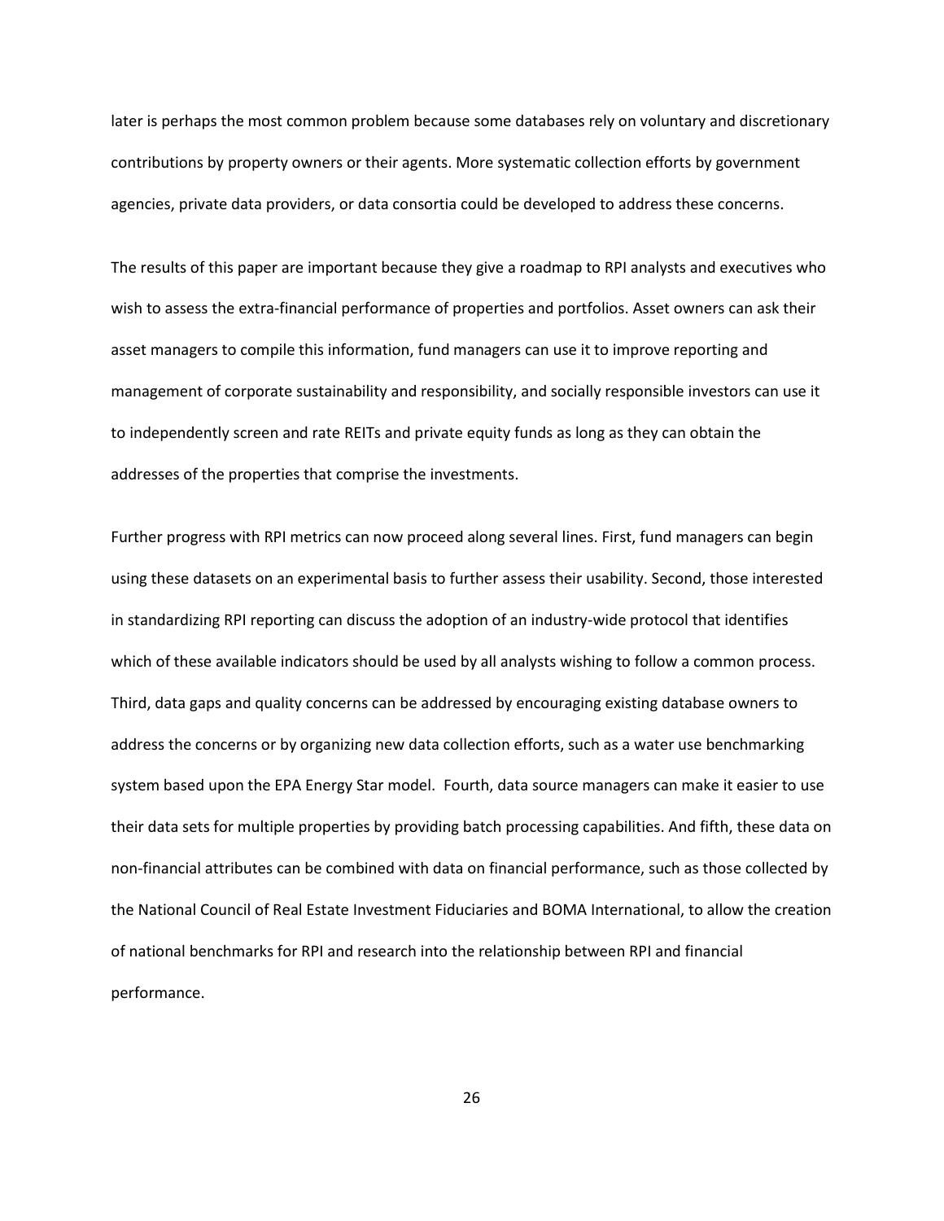later is perhaps the most common problem because some databases rely on voluntary and discretionary contributions by property owners or their agents. More systematic collection efforts by government agencies, private data providers, or data consortia could be developed to address these concerns.

The results of this paper are important because they give a roadmap to RPI analysts and executives who wish to assess the extra-financial performance of properties and portfolios. Asset owners can ask their asset managers to compile this information, fund managers can use it to improve reporting and management of corporate sustainability and responsibility, and socially responsible investors can use it to independently screen and rate REITs and private equity funds as long as they can obtain the addresses of the properties that comprise the investments.

Further progress with RPI metrics can now proceed along several lines. First, fund managers can begin using these datasets on an experimental basis to further assess their usability. Second, those interested in standardizing RPI reporting can discuss the adoption of an industry-wide protocol that identifies which of these available indicators should be used by all analysts wishing to follow a common process. Third, data gaps and quality concerns can be addressed by encouraging existing database owners to address the concerns or by organizing new data collection efforts, such as a water use benchmarking system based upon the EPA Energy Star model. Fourth, data source managers can make it easier to use their data sets for multiple properties by providing batch processing capabilities. And fifth, these data on non-financial attributes can be combined with data on financial performance, such as those collected by the National Council of Real Estate Investment Fiduciaries and BOMA International, to allow the creation of national benchmarks for RPI and research into the relationship between RPI and financial performance.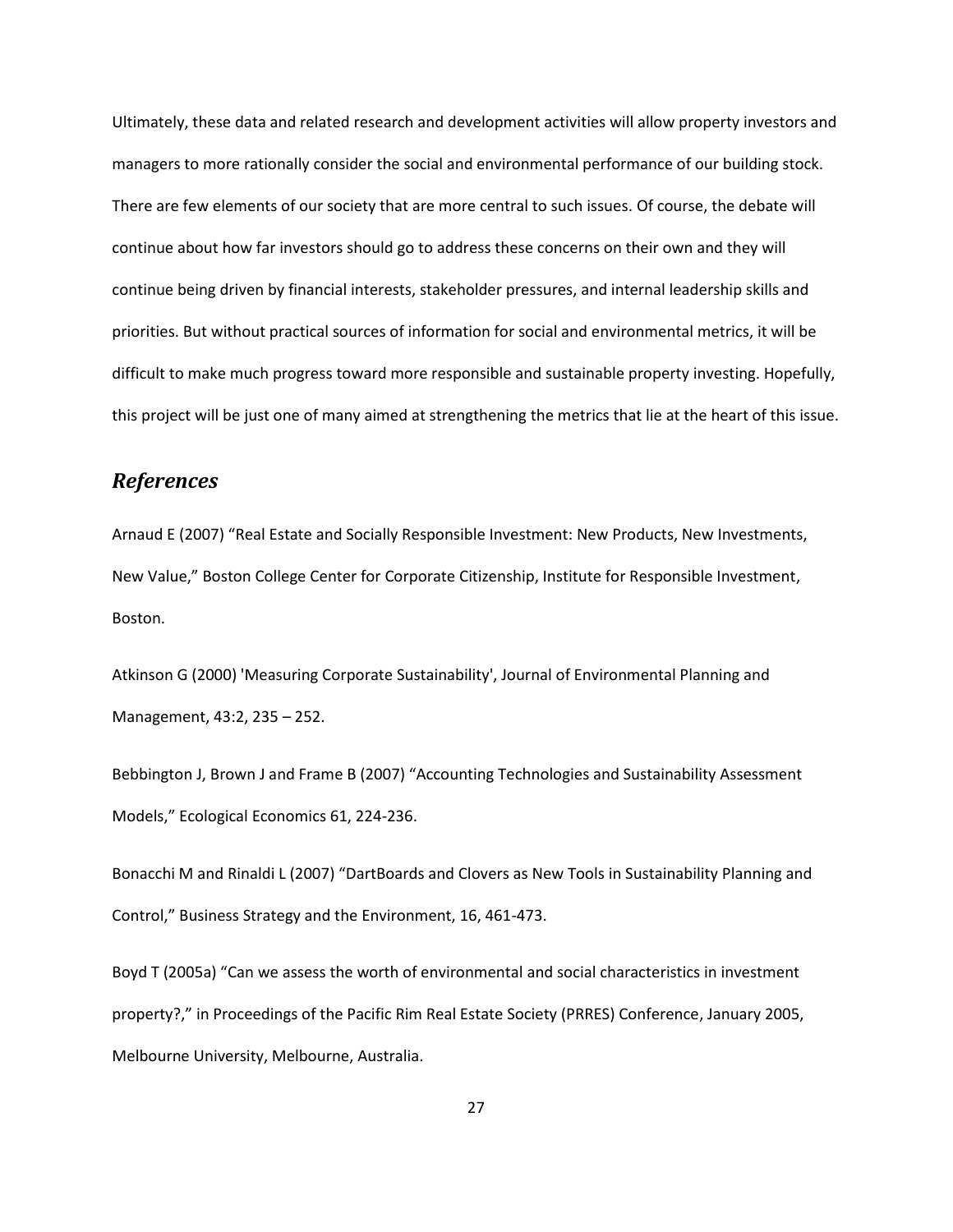Ultimately, these data and related research and development activities will allow property investors and managers to more rationally consider the social and environmental performance of our building stock. There are few elements of our society that are more central to such issues. Of course, the debate will continue about how far investors should go to address these concerns on their own and they will continue being driven by financial interests, stakeholder pressures, and internal leadership skills and priorities. But without practical sources of information for social and environmental metrics, it will be difficult to make much progress toward more responsible and sustainable property investing. Hopefully, this project will be just one of many aimed at strengthening the metrics that lie at the heart of this issue.

## *References*

Arnaud E (2007) "Real Estate and Socially Responsible Investment: New Products, New Investments, New Value," Boston College Center for Corporate Citizenship, Institute for Responsible Investment, Boston.

Atkinson G (2000) 'Measuring Corporate Sustainability', Journal of Environmental Planning and Management, 43:2, 235 – 252.

Bebbington J, Brown J and Frame B (2007) "Accounting Technologies and Sustainability Assessment Models," Ecological Economics 61, 224-236.

Bonacchi M and Rinaldi L (2007) "DartBoards and Clovers as New Tools in Sustainability Planning and Control," Business Strategy and the Environment, 16, 461-473.

Boyd T (2005a) "Can we assess the worth of environmental and social characteristics in investment property?," in Proceedings of the Pacific Rim Real Estate Society (PRRES) Conference, January 2005, Melbourne University, Melbourne, Australia.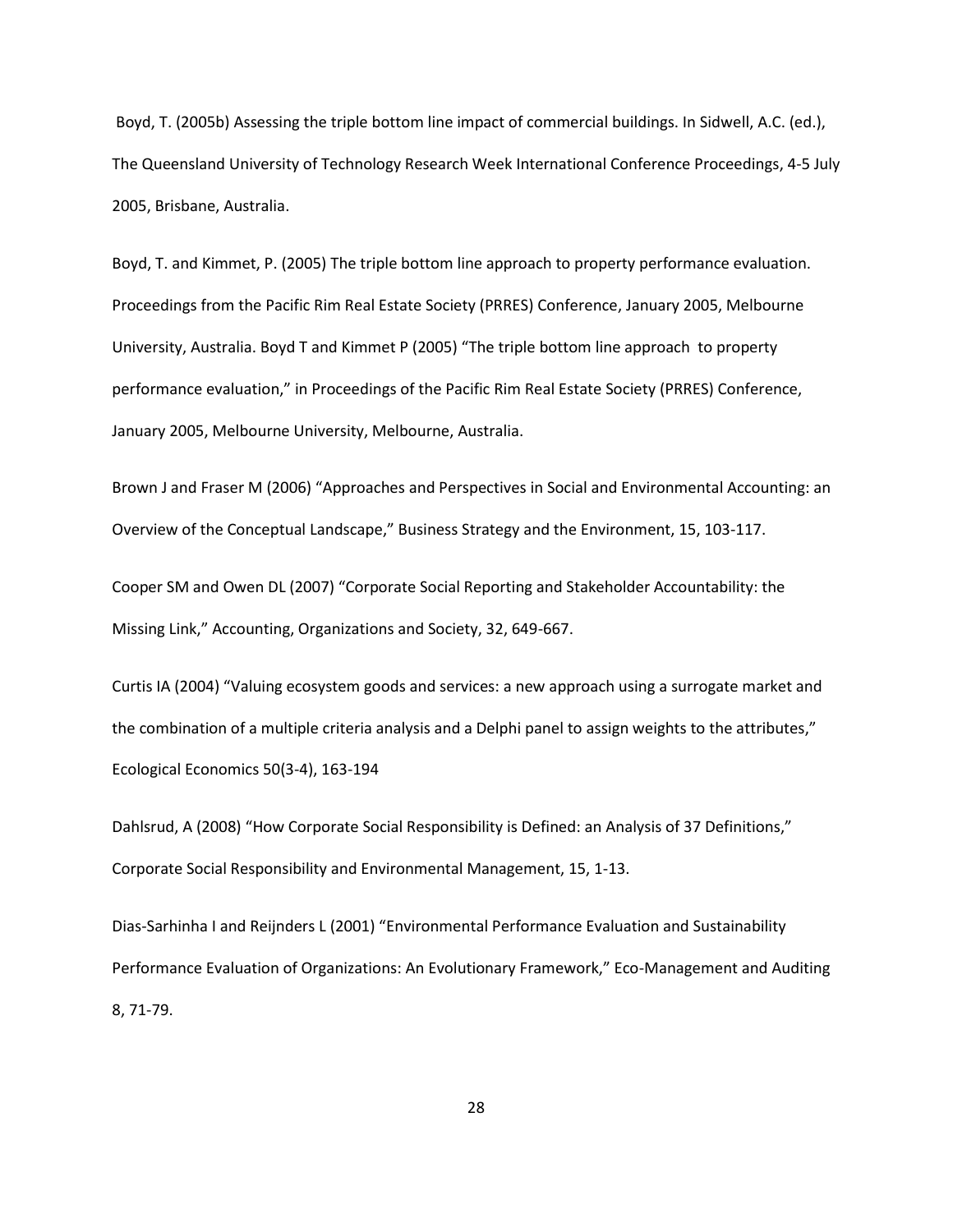Boyd, T. (2005b) Assessing the triple bottom line impact of commercial buildings. In Sidwell, A.C. (ed.), The Queensland University of Technology Research Week International Conference Proceedings, 4-5 July 2005, Brisbane, Australia.

Boyd, T. and Kimmet, P. (2005) The triple bottom line approach to property performance evaluation. Proceedings from the Pacific Rim Real Estate Society (PRRES) Conference, January 2005, Melbourne University, Australia. Boyd T and Kimmet P (2005) "The triple bottom line approach to property performance evaluation," in Proceedings of the Pacific Rim Real Estate Society (PRRES) Conference, January 2005, Melbourne University, Melbourne, Australia.

Brown J and Fraser M (2006) "Approaches and Perspectives in Social and Environmental Accounting: an Overview of the Conceptual Landscape," Business Strategy and the Environment, 15, 103-117.

Cooper SM and Owen DL (2007) "Corporate Social Reporting and Stakeholder Accountability: the Missing Link," Accounting, Organizations and Society, 32, 649-667.

Curtis IA (2004) "Valuing ecosystem goods and services: a new approach using a surrogate market and the combination of a multiple criteria analysis and a Delphi panel to assign weights to the attributes," Ecological Economics 50(3-4), 163-194

Dahlsrud, A (2008) "How Corporate Social Responsibility is Defined: an Analysis of 37 Definitions," Corporate Social Responsibility and Environmental Management, 15, 1-13.

Dias-Sarhinha I and Reijnders L (2001) "Environmental Performance Evaluation and Sustainability Performance Evaluation of Organizations: An Evolutionary Framework," Eco-Management and Auditing 8, 71-79.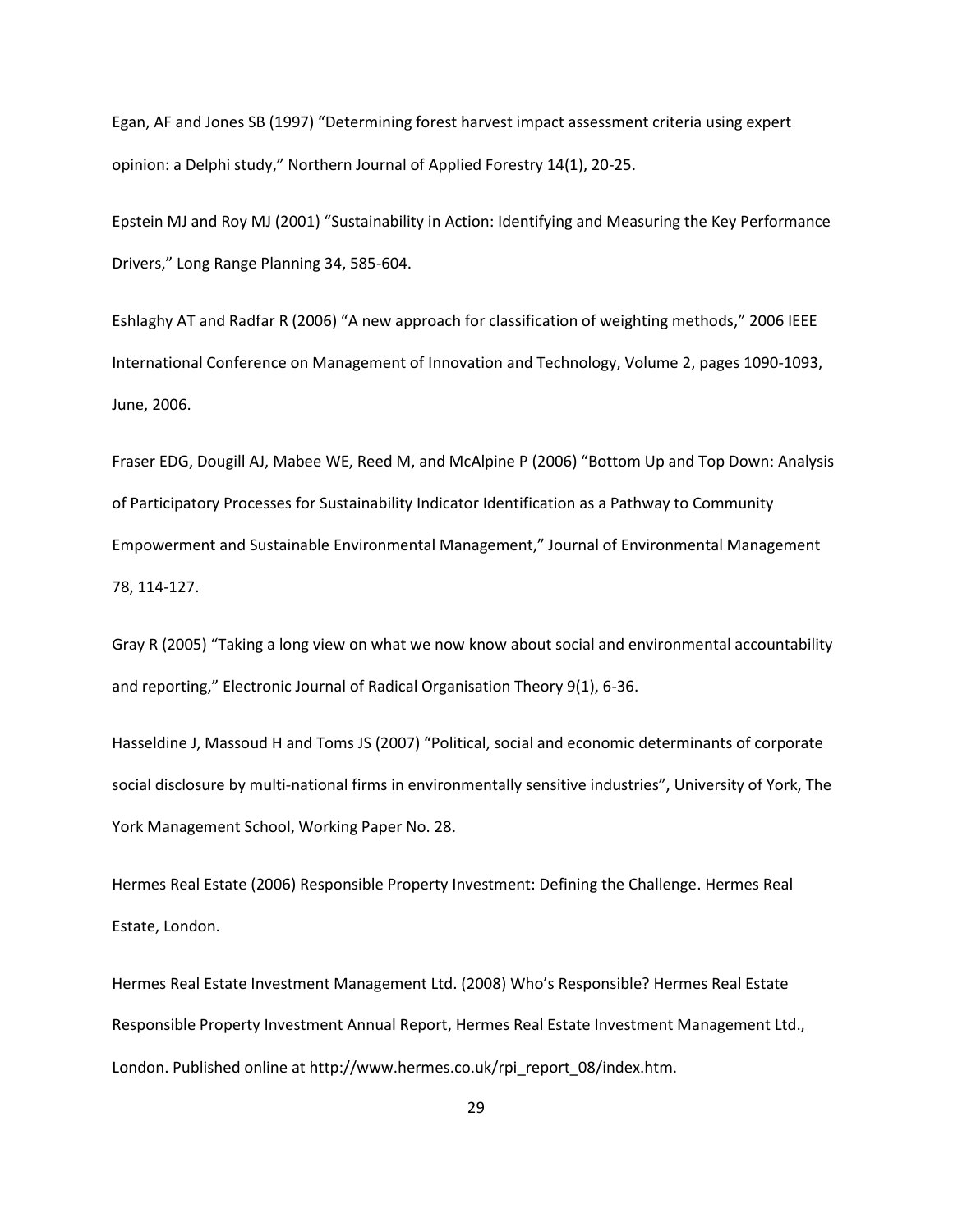Egan, AF and Jones SB (1997) “Determining forest harvest impact assessment criteria using expert opinion: a Delphi study,” Northern Journal of Applied Forestry 14(1), 20-25.

Epstein MJ and Roy MJ (2001) “Sustainability in Action: Identifying and Measuring the Key Performance Drivers,” Long Range Planning 34, 585-604.

Eshlaghy AT and Radfar R (2006) “A new approach for classification of weighting methods,” 2006 IEEE International Conference on Management of Innovation and Technology, Volume 2, pages 1090-1093, June, 2006.

Fraser EDG, Dougill AJ, Mabee WE, Reed M, and McAlpine P (2006) “Bottom Up and Top Down: Analysis of Participatory Processes for Sustainability Indicator Identification as a Pathway to Community Empowerment and Sustainable Environmental Management,” Journal of Environmental Management 78, 114-127.

Gray R (2005) “Taking a long view on what we now know about social and environmental accountability and reporting,” Electronic Journal of Radical Organisation Theory 9(1), 6-36.

Hasseldine J, Massoud H and Toms JS (2007) “Political, social and economic determinants of corporate social disclosure by multi-national firms in environmentally sensitive industries”, University of York, The York Management School, Working Paper No. 28.

Hermes Real Estate (2006) Responsible Property Investment: Defining the Challenge. Hermes Real Estate, London.

Hermes Real Estate Investment Management Ltd. (2008) Who’s Responsible? Hermes Real Estate Responsible Property Investment Annual Report, Hermes Real Estate Investment Management Ltd., London. Published online at http://www.hermes.co.uk/rpi_report_08/index.htm.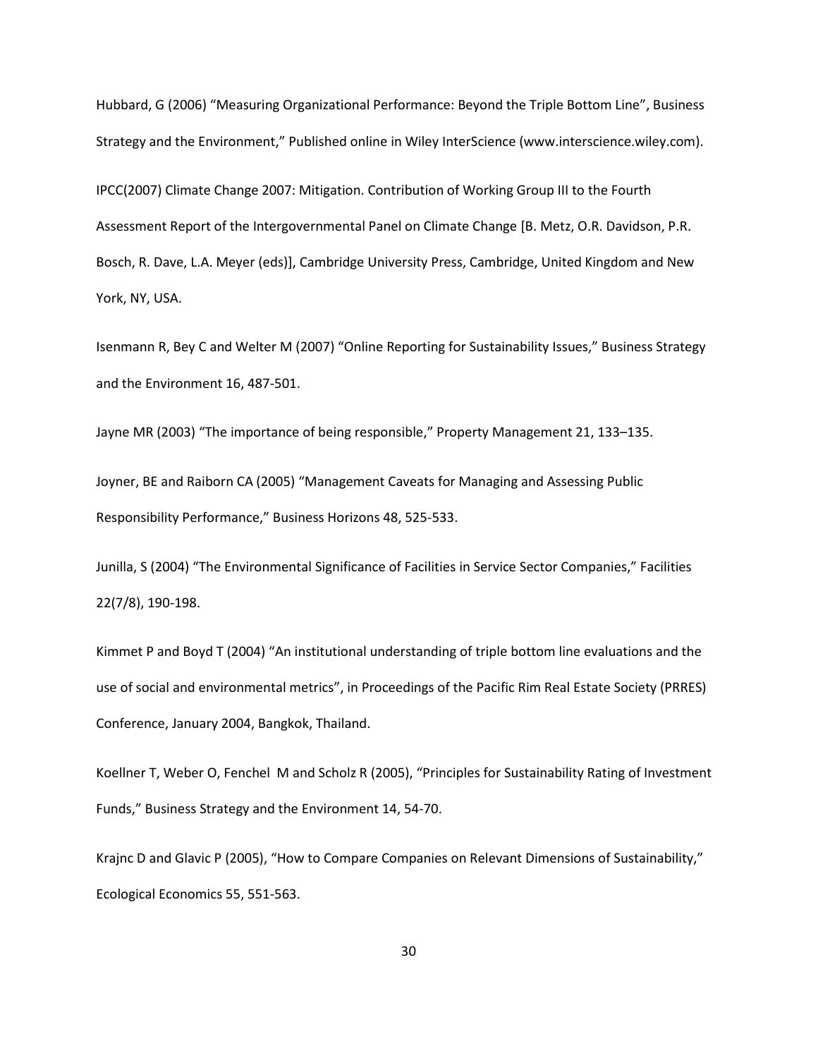Hubbard, G (2006) “Measuring Organizational Performance: Beyond the Triple Bottom Line”, Business Strategy and the Environment,” Published online in Wiley InterScience (www.interscience.wiley.com).

IPCC(2007) Climate Change 2007: Mitigation. Contribution of Working Group III to the Fourth Assessment Report of the Intergovernmental Panel on Climate Change [B. Metz, O.R. Davidson, P.R. Bosch, R. Dave, L.A. Meyer (eds)], Cambridge University Press, Cambridge, United Kingdom and New York, NY, USA.

Isenmann R, Bey C and Welter M (2007) “Online Reporting for Sustainability Issues,” Business Strategy and the Environment 16, 487-501.

Jayne MR (2003) “The importance of being responsible,” Property Management 21, 133–135.

Joyner, BE and Raiborn CA (2005) “Management Caveats for Managing and Assessing Public Responsibility Performance,” Business Horizons 48, 525-533.

Junilla, S (2004) “The Environmental Significance of Facilities in Service Sector Companies,” Facilities 22(7/8), 190-198.

Kimmet P and Boyd T (2004) “An institutional understanding of triple bottom line evaluations and the use of social and environmental metrics”, in Proceedings of the Pacific Rim Real Estate Society (PRRES) Conference, January 2004, Bangkok, Thailand.

Koellner T, Weber O, Fenchel M and Scholz R (2005), “Principles for Sustainability Rating of Investment Funds,” Business Strategy and the Environment 14, 54-70.

Krajnc D and Glavic P (2005), “How to Compare Companies on Relevant Dimensions of Sustainability,” Ecological Economics 55, 551-563.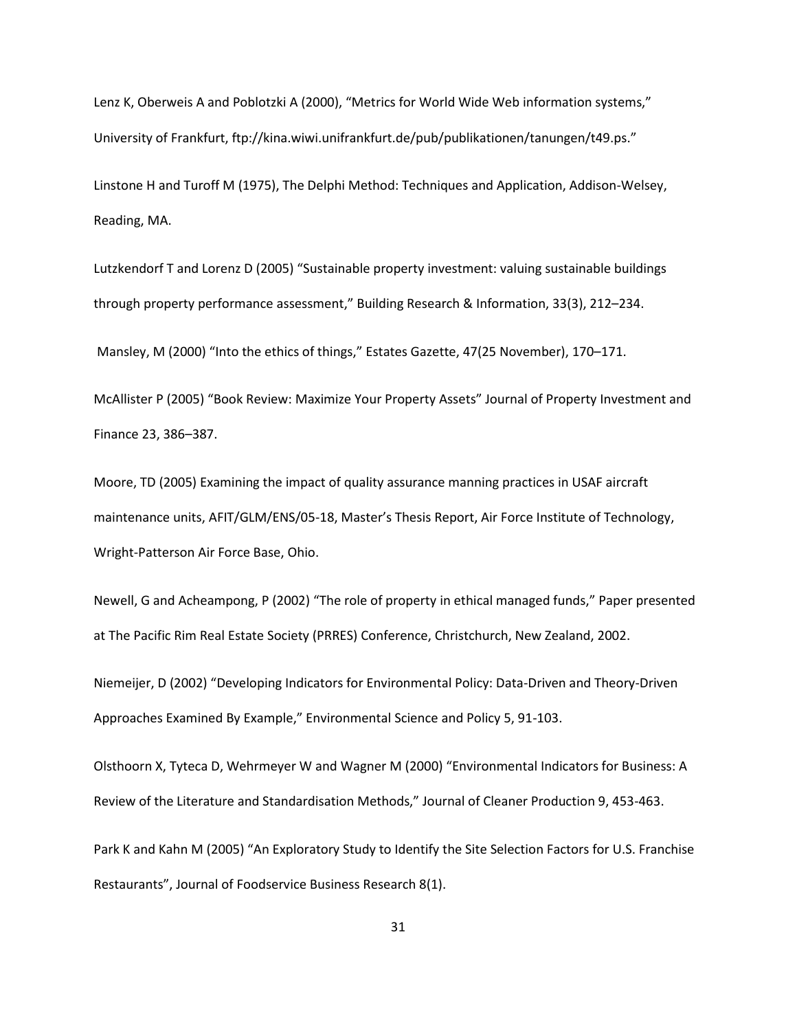Lenz K, Oberweis A and Poblotzki A (2000), “Metrics for World Wide Web information systems,” University of Frankfurt, ftp://kina.wiwi.unifrankfurt.de/pub/publikationen/tanungen/t49.ps.”

Linstone H and Turoff M (1975), The Delphi Method: Techniques and Application, Addison-Welsey, Reading, MA.

Lutzkendorf T and Lorenz D (2005) “Sustainable property investment: valuing sustainable buildings through property performance assessment,” Building Research & Information, 33(3), 212–234.

Mansley, M (2000) “Into the ethics of things,” Estates Gazette, 47(25 November), 170–171.

McAllister P (2005) “Book Review: Maximize Your Property Assets” Journal of Property Investment and Finance 23, 386–387.

Moore, TD (2005) Examining the impact of quality assurance manning practices in USAF aircraft maintenance units, AFIT/GLM/ENS/05-18, Master’s Thesis Report, Air Force Institute of Technology, Wright-Patterson Air Force Base, Ohio.

Newell, G and Acheampong, P (2002) “The role of property in ethical managed funds,” Paper presented at The Pacific Rim Real Estate Society (PRRES) Conference, Christchurch, New Zealand, 2002.

Niemeijer, D (2002) “Developing Indicators for Environmental Policy: Data-Driven and Theory-Driven Approaches Examined By Example,” Environmental Science and Policy 5, 91-103.

Olsthoorn X, Tyteca D, Wehrmeyer W and Wagner M (2000) “Environmental Indicators for Business: A Review of the Literature and Standardisation Methods,” Journal of Cleaner Production 9, 453-463.

Park K and Kahn M (2005) “An Exploratory Study to Identify the Site Selection Factors for U.S. Franchise Restaurants”, Journal of Foodservice Business Research 8(1).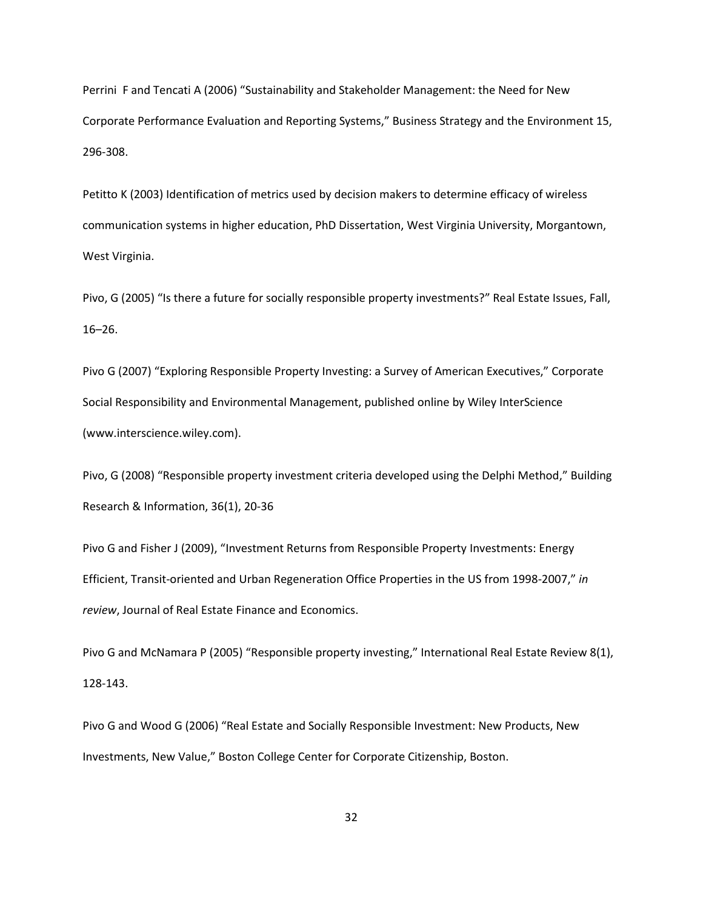Perrini  F and Tencati A (2006) “Sustainability and Stakeholder Management: the Need for New Corporate Performance Evaluation and Reporting Systems,” Business Strategy and the Environment 15, 296-308.

Petitto K (2003) Identification of metrics used by decision makers to determine efficacy of wireless communication systems in higher education, PhD Dissertation, West Virginia University, Morgantown, West Virginia.

Pivo, G (2005) “Is there a future for socially responsible property investments?” Real Estate Issues, Fall, 16–26.

Pivo G (2007) “Exploring Responsible Property Investing: a Survey of American Executives,” Corporate Social Responsibility and Environmental Management, published online by Wiley InterScience (www.interscience.wiley.com).

Pivo, G (2008) “Responsible property investment criteria developed using the Delphi Method,” Building Research & Information, 36(1), 20-36

Pivo G and Fisher J (2009), “Investment Returns from Responsible Property Investments: Energy Efficient, Transit-oriented and Urban Regeneration Office Properties in the US from 1998-2007,” *in review*, Journal of Real Estate Finance and Economics.

Pivo G and McNamara P (2005) “Responsible property investing,” International Real Estate Review 8(1), 128-143.

Pivo G and Wood G (2006) “Real Estate and Socially Responsible Investment: New Products, New Investments, New Value,” Boston College Center for Corporate Citizenship, Boston.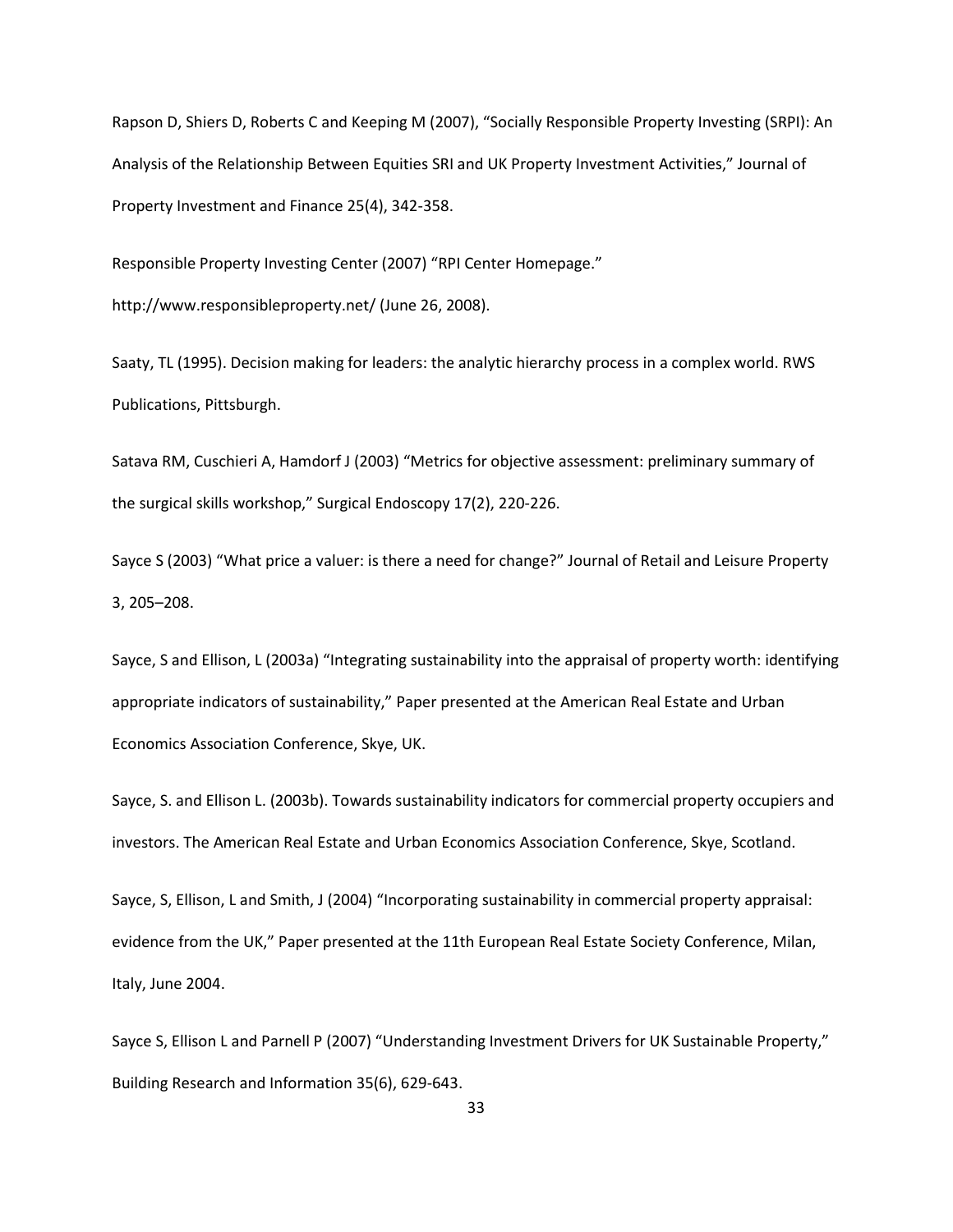Rapson D, Shiers D, Roberts C and Keeping M (2007), "Socially Responsible Property Investing (SRPI): An Analysis of the Relationship Between Equities SRI and UK Property Investment Activities," Journal of Property Investment and Finance 25(4), 342-358.

Responsible Property Investing Center (2007) "RPI Center Homepage." http://www.responsibleproperty.net/ (June 26, 2008).

Saaty, TL (1995). Decision making for leaders: the analytic hierarchy process in a complex world. RWS Publications, Pittsburgh.

Satava RM, Cuschieri A, Hamdorf J (2003) "Metrics for objective assessment: preliminary summary of the surgical skills workshop," Surgical Endoscopy 17(2), 220-226.

Sayce S (2003) "What price a valuer: is there a need for change?" Journal of Retail and Leisure Property 3, 205–208.

Sayce, S and Ellison, L (2003a) "Integrating sustainability into the appraisal of property worth: identifying appropriate indicators of sustainability," Paper presented at the American Real Estate and Urban Economics Association Conference, Skye, UK.

Sayce, S. and Ellison L. (2003b). Towards sustainability indicators for commercial property occupiers and investors. The American Real Estate and Urban Economics Association Conference, Skye, Scotland.

Sayce, S, Ellison, L and Smith, J (2004) "Incorporating sustainability in commercial property appraisal: evidence from the UK," Paper presented at the 11th European Real Estate Society Conference, Milan, Italy, June 2004.

Sayce S, Ellison L and Parnell P (2007) "Understanding Investment Drivers for UK Sustainable Property," Building Research and Information 35(6), 629-643.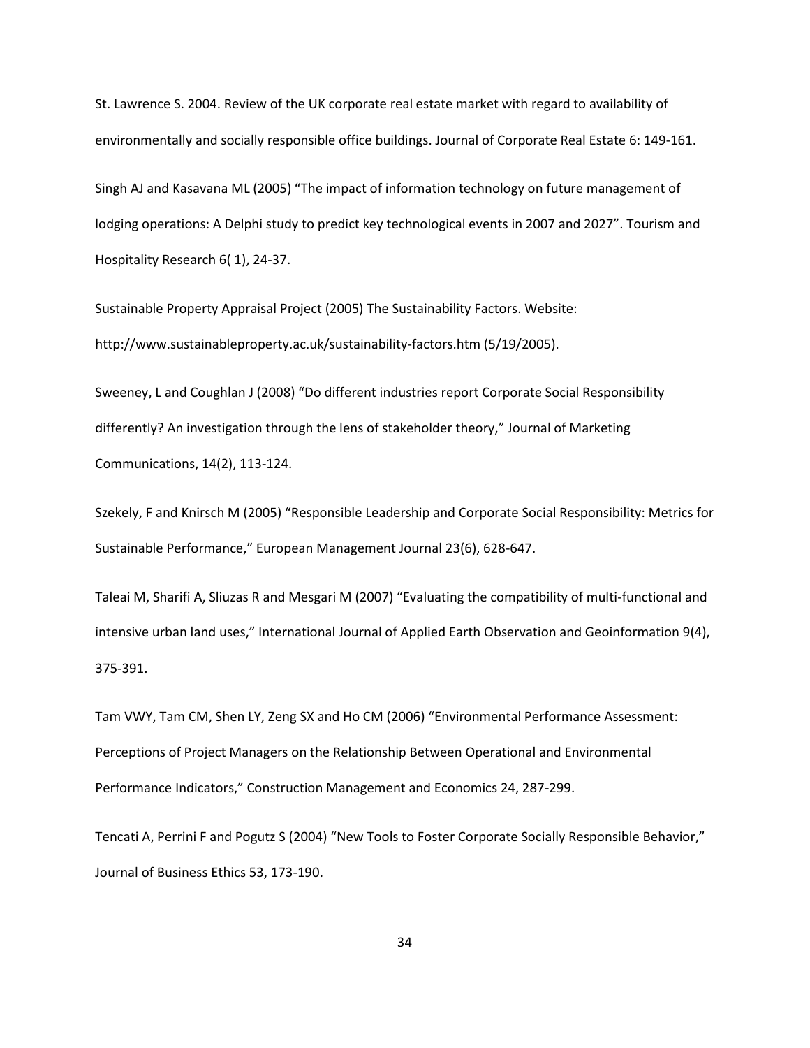St. Lawrence S. 2004. Review of the UK corporate real estate market with regard to availability of environmentally and socially responsible office buildings. Journal of Corporate Real Estate 6: 149-161.

Singh AJ and Kasavana ML (2005) "The impact of information technology on future management of lodging operations: A Delphi study to predict key technological events in 2007 and 2027". Tourism and Hospitality Research 6( 1), 24-37.

Sustainable Property Appraisal Project (2005) The Sustainability Factors. Website: http://www.sustainableproperty.ac.uk/sustainability-factors.htm (5/19/2005).

Sweeney, L and Coughlan J (2008) "Do different industries report Corporate Social Responsibility differently? An investigation through the lens of stakeholder theory," Journal of Marketing Communications, 14(2), 113-124.

Szekely, F and Knirsch M (2005) "Responsible Leadership and Corporate Social Responsibility: Metrics for Sustainable Performance," European Management Journal 23(6), 628-647.

Taleai M, Sharifi A, Sliuzas R and Mesgari M (2007) "Evaluating the compatibility of multi-functional and intensive urban land uses," International Journal of Applied Earth Observation and Geoinformation 9(4), 375-391.

Tam VWY, Tam CM, Shen LY, Zeng SX and Ho CM (2006) "Environmental Performance Assessment: Perceptions of Project Managers on the Relationship Between Operational and Environmental Performance Indicators," Construction Management and Economics 24, 287-299.

Tencati A, Perrini F and Pogutz S (2004) "New Tools to Foster Corporate Socially Responsible Behavior," Journal of Business Ethics 53, 173-190.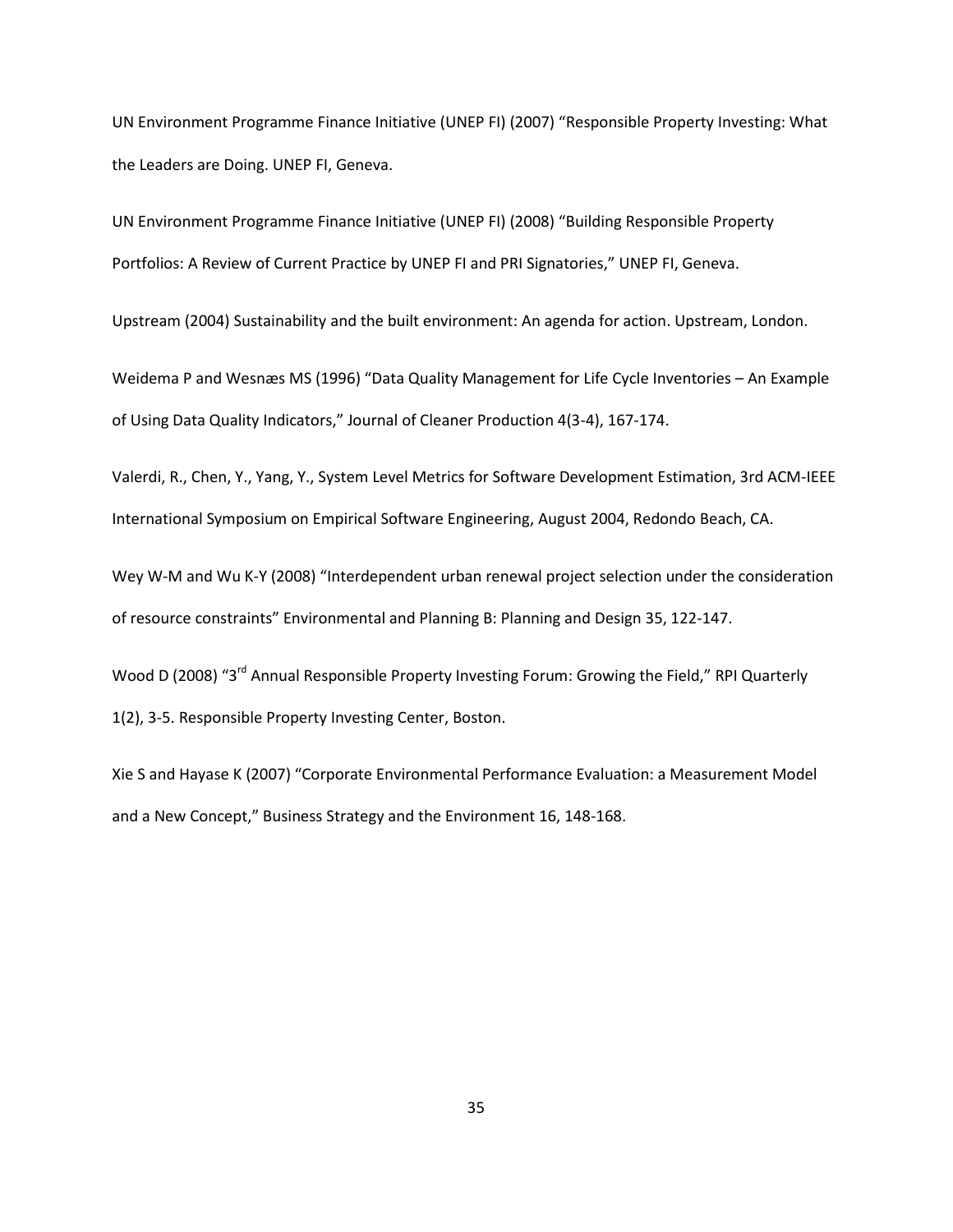UN Environment Programme Finance Initiative (UNEP FI) (2007) “Responsible Property Investing: What the Leaders are Doing. UNEP FI, Geneva.

UN Environment Programme Finance Initiative (UNEP FI) (2008) “Building Responsible Property Portfolios: A Review of Current Practice by UNEP FI and PRI Signatories,” UNEP FI, Geneva.

Upstream (2004) Sustainability and the built environment: An agenda for action. Upstream, London.

Weidema P and Wesnæs MS (1996) “Data Quality Management for Life Cycle Inventories – An Example of Using Data Quality Indicators,” Journal of Cleaner Production 4(3-4), 167-174.

Valerdi, R., Chen, Y., Yang, Y., System Level Metrics for Software Development Estimation, 3rd ACM-IEEE International Symposium on Empirical Software Engineering, August 2004, Redondo Beach, CA.

Wey W-M and Wu K-Y (2008) “Interdependent urban renewal project selection under the consideration of resource constraints” Environmental and Planning B: Planning and Design 35, 122-147.

Wood D (2008) “3rd Annual Responsible Property Investing Forum: Growing the Field,” RPI Quarterly 1(2), 3-5. Responsible Property Investing Center, Boston.

Xie S and Hayase K (2007) “Corporate Environmental Performance Evaluation: a Measurement Model and a New Concept,” Business Strategy and the Environment 16, 148-168.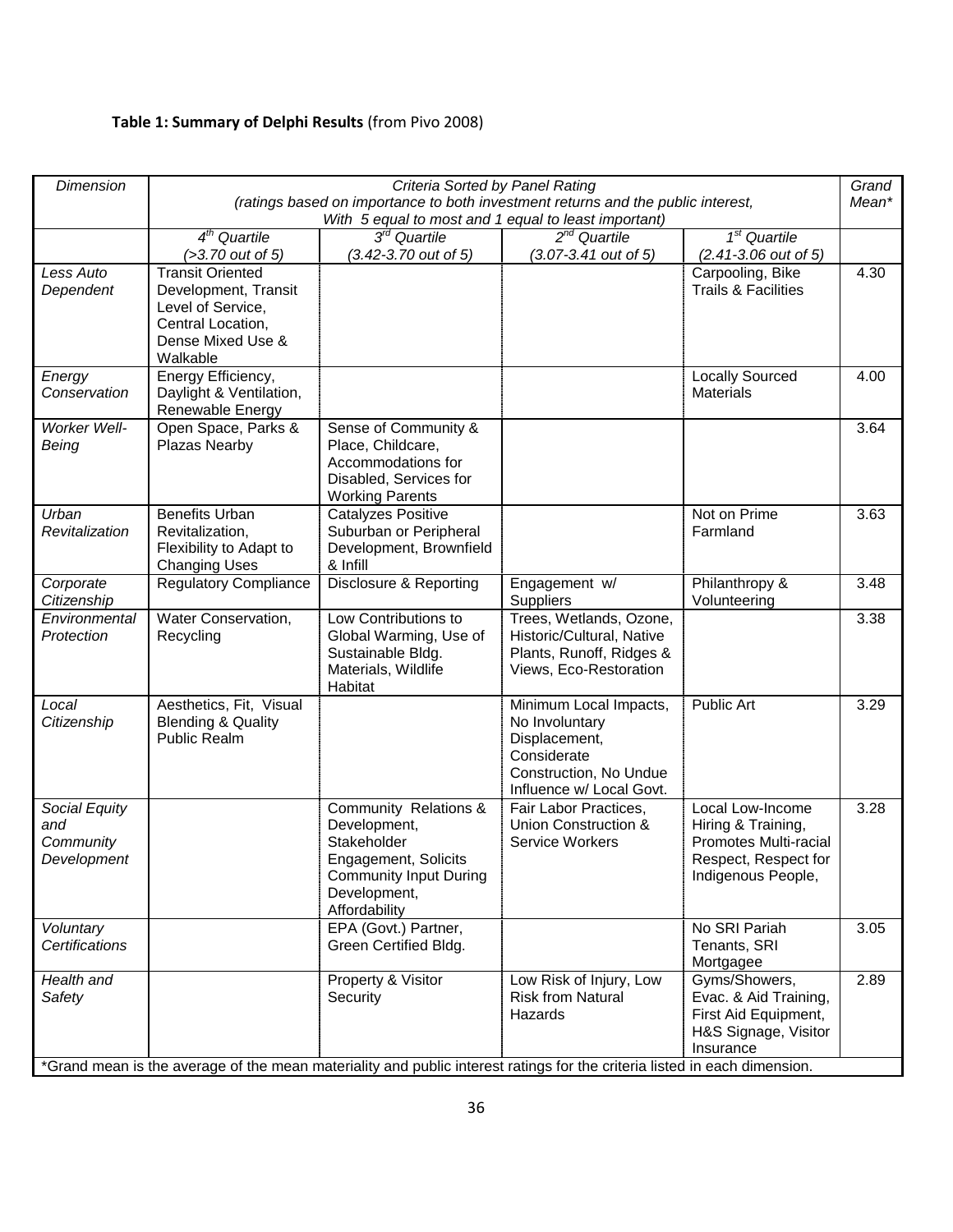**Table 1: Summary of Delphi Results** (from Pivo 2008)

| *Dimension* | *Criteria Sorted by Panel Rating (ratings based on importance to both investment returns and the public interest, With 5 equal to most and 1 equal to least important)* | | | | *Grand Mean** |
|---|---|---|---|---|---|
| | *4th Quartile (>3.70 out of 5)* | *3rd Quartile (3.42-3.70 out of 5)* | *2nd Quartile (3.07-3.41 out of 5)* | *1st Quartile (2.41-3.06 out of 5)* | |
| *Less Auto Dependent* | Transit Oriented Development, Transit Level of Service, Central Location, Dense Mixed Use & Walkable | | | Carpooling, Bike Trails & Facilities | 4.30 |
| *Energy Conservation* | Energy Efficiency, Daylight & Ventilation, Renewable Energy | | | Locally Sourced Materials | 4.00 |
| *Worker Well-Being* | Open Space, Parks & Plazas Nearby | Sense of Community & Place, Childcare, Accommodations for Disabled, Services for Working Parents | | | 3.64 |
| *Urban Revitalization* | Benefits Urban Revitalization, Flexibility to Adapt to Changing Uses | Catalyzes Positive Suburban or Peripheral Development, Brownfield & Infill | | Not on Prime Farmland | 3.63 |
| *Corporate Citizenship* | Regulatory Compliance | Disclosure & Reporting | Engagement w/ Suppliers | Philanthropy & Volunteering | 3.48 |
| *Environmental Protection* | Water Conservation, Recycling | Low Contributions to Global Warming, Use of Sustainable Bldg. Materials, Wildlife Habitat | Trees, Wetlands, Ozone, Historic/Cultural, Native Plants, Runoff, Ridges & Views, Eco-Restoration | | 3.38 |
| *Local Citizenship* | Aesthetics, Fit, Visual Blending & Quality Public Realm | | Minimum Local Impacts, No Involuntary Displacement, Considerate Construction, No Undue Influence w/ Local Govt. | Public Art | 3.29 |
| *Social Equity and Community Development* | | Community Relations & Development, Stakeholder Engagement, Solicits Community Input During Development, Affordability | Fair Labor Practices, Union Construction & Service Workers | Local Low-Income Hiring & Training, Promotes Multi-racial Respect, Respect for Indigenous People, | 3.28 |
| *Voluntary Certifications* | | EPA (Govt.) Partner, Green Certified Bldg. | | No SRI Pariah Tenants, SRI Mortgagee | 3.05 |
| *Health and Safety* | | Property & Visitor Security | Low Risk of Injury, Low Risk from Natural Hazards | Gyms/Showers, Evac. & Aid Training, First Aid Equipment, H&S Signage, Visitor Insurance | 2.89 |

*Grand mean is the average of the mean materiality and public interest ratings for the criteria listed in each dimension.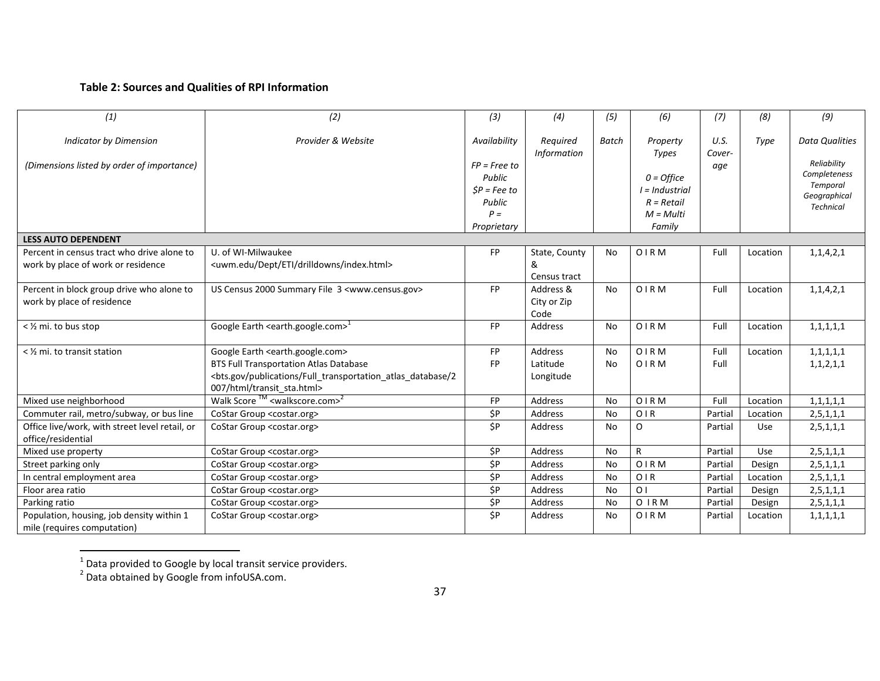**Table 2: Sources and Qualities of RPI Information**

| (1) | (2) | (3) | (4) | (5) | (6) | (7) | (8) | (9) |
|---|---|---|---|---|---|---|---|---|
| *Indicator by Dimension* | *Provider & Website* | *Availability* | *Required Information* | *Batch* | *Property Types* | *U.S. Cover-age* | *Type* | *Data Qualities* |
| *(Dimensions listed by order of importance)* | | *FP = Free to Public* *$P = Fee to Public* *P = Proprietary* | | | *O = Office* *I = Industrial* *R = Retail* *M = Multi Family* | | | *Reliability Completeness Temporal Geographical Technical* |
| **LESS AUTO DEPENDENT** | | | | | | | | |
| Percent in census tract who drive alone to work by place of work or residence | U. of WI-Milwaukee <uwm.edu/Dept/ETI/drilldowns/index.html> | FP | State, County & Census tract | No | O I R M | Full | Location | 1,1,4,2,1 |
| Percent in block group drive who alone to work by place of residence | US Census 2000 Summary File 3 <www.census.gov> | FP | Address & City or Zip Code | No | O I R M | Full | Location | 1,1,4,2,1 |
| < ½ mi. to bus stop | Google Earth <earth.google.com>[1] | FP | Address | No | O I R M | Full | Location | 1,1,1,1,1 |
| < ½ mi. to transit station | Google Earth <earth.google.com> BTS Full Transportation Atlas Database <bts.gov/publications/Full_transportation_atlas_database/2007/html/transit_sta.html> | FP FP | Address Latitude Longitude | No No | O I R M O I R M | Full Full | Location | 1,1,1,1,1 1,1,2,1,1 |
| Mixed use neighborhood | Walk Score ™ <walkscore.com>[2] | FP | Address | No | O I R M | Full | Location | 1,1,1,1,1 |
| Commuter rail, metro/subway, or bus line | CoStar Group <costar.org> | $P | Address | No | O I R | Partial | Location | 2,5,1,1,1 |
| Office live/work, with street level retail, or office/residential | CoStar Group <costar.org> | $P | Address | No | O | Partial | Use | 2,5,1,1,1 |
| Mixed use property | CoStar Group <costar.org> | $P | Address | No | R | Partial | Use | 2,5,1,1,1 |
| Street parking only | CoStar Group <costar.org> | $P | Address | No | O I R M | Partial | Design | 2,5,1,1,1 |
| In central employment area | CoStar Group <costar.org> | $P | Address | No | O I R | Partial | Location | 2,5,1,1,1 |
| Floor area ratio | CoStar Group <costar.org> | $P | Address | No | O I | Partial | Design | 2,5,1,1,1 |
| Parking ratio | CoStar Group <costar.org> | $P | Address | No | O I R M | Partial | Design | 2,5,1,1,1 |
| Population, housing, job density within 1 mile (requires computation) | CoStar Group <costar.org> | $P | Address | No | O I R M | Partial | Location | 1,1,1,1,1 |

[1] Data provided to Google by local transit service providers.
[2] Data obtained by Google from infoUSA.com.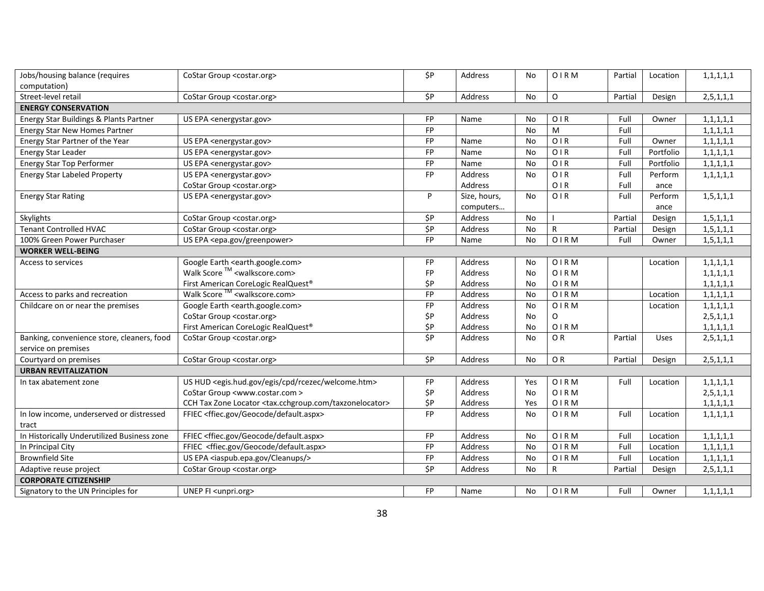| | | | | | | | | |
|---|---|---|---|---|---|---|---|---|
| Jobs/housing balance (requires computation) | CoStar Group <costar.org> | $P | Address | No | O I R M | Partial | Location | 1,1,1,1,1 |
| Street-level retail | CoStar Group <costar.org> | $P | Address | No | O | Partial | Design | 2,5,1,1,1 |
| **ENERGY CONSERVATION** | | | | | | | | |
| Energy Star Buildings & Plants Partner | US EPA <energystar.gov> | FP | Name | No | O I R | Full | Owner | 1,1,1,1,1 |
| Energy Star New Homes Partner | | FP | | No | M | Full | | 1,1,1,1,1 |
| Energy Star Partner of the Year | US EPA <energystar.gov> | FP | Name | No | O I R | Full | Owner | 1,1,1,1,1 |
| Energy Star Leader | US EPA <energystar.gov> | FP | Name | No | O I R | Full | Portfolio | 1,1,1,1,1 |
| Energy Star Top Performer | US EPA <energystar.gov> | FP | Name | No | O I R | Full | Portfolio | 1,1,1,1,1 |
| Energy Star Labeled Property | US EPA <energystar.gov><br>CoStar Group <costar.org> | FP | Address<br>Address | No | O I R<br>O I R | Full<br>Full | Performance | 1,1,1,1,1 |
| Energy Star Rating | US EPA <energystar.gov> | P | Size, hours, computers… | No | O I R | Full | Performance | 1,5,1,1,1 |
| Skylights | CoStar Group <costar.org> | $P | Address | No | I | Partial | Design | 1,5,1,1,1 |
| Tenant Controlled HVAC | CoStar Group <costar.org> | $P | Address | No | R | Partial | Design | 1,5,1,1,1 |
| 100% Green Power Purchaser | US EPA <epa.gov/greenpower> | FP | Name | No | O I R M | Full | Owner | 1,5,1,1,1 |
| **WORKER WELL-BEING** | | | | | | | | |
| Access to services | Google Earth <earth.google.com><br>Walk Score ™ <walkscore.com><br>First American CoreLogic RealQuest® | FP<br>FP<br>$P | Address<br>Address<br>Address | No<br>No<br>No | O I R M<br>O I R M<br>O I R M | | Location | 1,1,1,1,1<br>1,1,1,1,1<br>1,1,1,1,1 |
| Access to parks and recreation | Walk Score ™ <walkscore.com> | FP | Address | No | O I R M | | Location | 1,1,1,1,1 |
| Childcare on or near the premises | Google Earth <earth.google.com><br>CoStar Group <costar.org><br>First American CoreLogic RealQuest® | FP<br>$P<br>$P | Address<br>Address<br>Address | No<br>No<br>No | O I R M<br>O<br>O I R M | | Location | 1,1,1,1,1<br>2,5,1,1,1<br>1,1,1,1,1 |
| Banking, convenience store, cleaners, food service on premises | CoStar Group <costar.org> | $P | Address | No | O R | Partial | Uses | 2,5,1,1,1 |
| Courtyard on premises | CoStar Group <costar.org> | $P | Address | No | O R | Partial | Design | 2,5,1,1,1 |
| **URBAN REVITALIZATION** | | | | | | | | |
| In tax abatement zone | US HUD <egis.hud.gov/egis/cpd/rcezec/welcome.htm><br>CoStar Group <www.costar.com ><br>CCH Tax Zone Locator <tax.cchgroup.com/taxzonelocator> | FP<br>$P<br>$P | Address<br>Address<br>Address | Yes<br>No<br>Yes | O I R M<br>O I R M<br>O I R M | Full | Location | 1,1,1,1,1<br>2,5,1,1,1<br>1,1,1,1,1 |
| In low income, underserved or distressed tract | FFIEC <ffiec.gov/Geocode/default.aspx> | FP | Address | No | O I R M | Full | Location | 1,1,1,1,1 |
| In Historically Underutilized Business zone | FFIEC <ffiec.gov/Geocode/default.aspx> | FP | Address | No | O I R M | Full | Location | 1,1,1,1,1 |
| In Principal City | FFIEC <ffiec.gov/Geocode/default.aspx> | FP | Address | No | O I R M | Full | Location | 1,1,1,1,1 |
| Brownfield Site | US EPA <iaspub.epa.gov/Cleanups/> | FP | Address | No | O I R M | Full | Location | 1,1,1,1,1 |
| Adaptive reuse project | CoStar Group <costar.org> | $P | Address | No | R | Partial | Design | 2,5,1,1,1 |
| **CORPORATE CITIZENSHIP** | | | | | | | | |
| Signatory to the UN Principles for | UNEP FI <unpri.org> | FP | Name | No | O I R M | Full | Owner | 1,1,1,1,1 |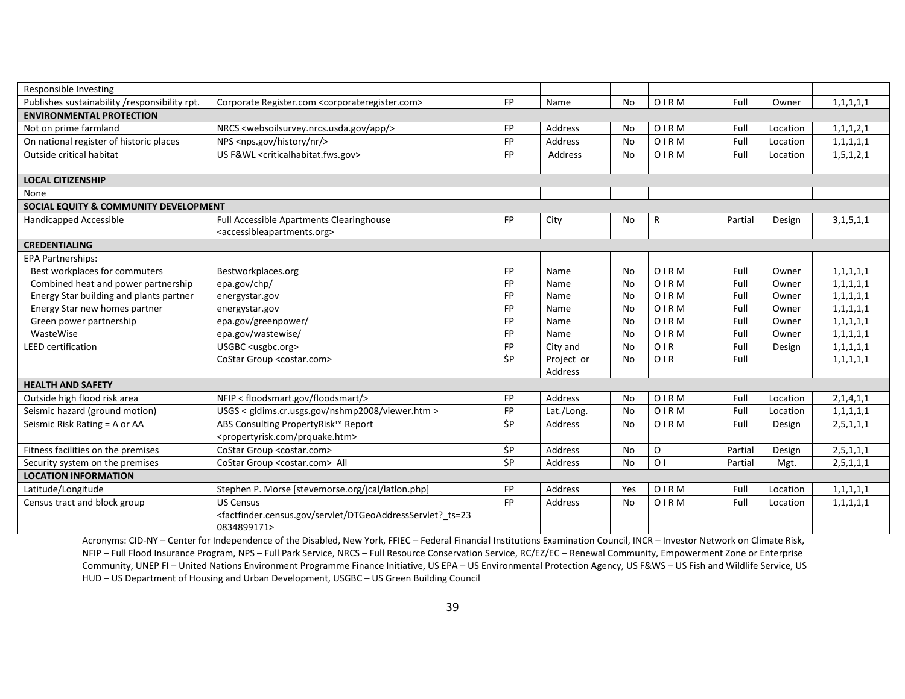| | | | | | | | | |
|---|---|---|---|---|---|---|---|---|
| Responsible Investing | | | | | | | | |
| Publishes sustainability /responsibility rpt. | Corporate Register.com <corporateregister.com> | FP | Name | No | O I R M | Full | Owner | 1,1,1,1,1 |
| **ENVIRONMENTAL PROTECTION** | | | | | | | | |
| Not on prime farmland | NRCS <websoilsurvey.nrcs.usda.gov/app/> | FP | Address | No | O I R M | Full | Location | 1,1,1,2,1 |
| On national register of historic places | NPS <nps.gov/history/nr/> | FP | Address | No | O I R M | Full | Location | 1,1,1,1,1 |
| Outside critical habitat | US F&WL <criticalhabitat.fws.gov> | FP | Address | No | O I R M | Full | Location | 1,5,1,2,1 |
| **LOCAL CITIZENSHIP** | | | | | | | | |
| None | | | | | | | | |
| **SOCIAL EQUITY & COMMUNITY DEVELOPMENT** | | | | | | | | |
| Handicapped Accessible | Full Accessible Apartments Clearinghouse <accessibleapartments.org> | FP | City | No | R | Partial | Design | 3,1,5,1,1 |
| **CREDENTIALING** | | | | | | | | |
| EPA Partnerships: | | | | | | | | |
| Best workplaces for commuters | Bestworkplaces.org | FP | Name | No | O I R M | Full | Owner | 1,1,1,1,1 |
| Combined heat and power partnership | epa.gov/chp/ | FP | Name | No | O I R M | Full | Owner | 1,1,1,1,1 |
| Energy Star building and plants partner | energystar.gov | FP | Name | No | O I R M | Full | Owner | 1,1,1,1,1 |
| Energy Star new homes partner | energystar.gov | FP | Name | No | O I R M | Full | Owner | 1,1,1,1,1 |
| Green power partnership | epa.gov/greenpower/ | FP | Name | No | O I R M | Full | Owner | 1,1,1,1,1 |
| WasteWise | epa.gov/wastewise/ | FP | Name | No | O I R M | Full | Owner | 1,1,1,1,1 |
| LEED certification | USGBC <usgbc.org> | FP | City and | No | O I R | Full | Design | 1,1,1,1,1 |
| | CoStar Group <costar.com> | $P | Project or Address | No | O I R | Full | | 1,1,1,1,1 |
| **HEALTH AND SAFETY** | | | | | | | | |
| Outside high flood risk area | NFIP < floodsmart.gov/floodsmart/> | FP | Address | No | O I R M | Full | Location | 2,1,4,1,1 |
| Seismic hazard (ground motion) | USGS < gldims.cr.usgs.gov/nshmp2008/viewer.htm > | FP | Lat./Long. | No | O I R M | Full | Location | 1,1,1,1,1 |
| Seismic Risk Rating = A or AA | ABS Consulting PropertyRisk™ Report <propertyrisk.com/prquake.htm> | $P | Address | No | O I R M | Full | Design | 2,5,1,1,1 |
| Fitness facilities on the premises | CoStar Group <costar.com> | $P | Address | No | O | Partial | Design | 2,5,1,1,1 |
| Security system on the premises | CoStar Group <costar.com> All | $P | Address | No | O I | Partial | Mgt. | 2,5,1,1,1 |
| **LOCATION INFORMATION** | | | | | | | | |
| Latitude/Longitude | Stephen P. Morse [stevemorse.org/jcal/latlon.php] | FP | Address | Yes | O I R M | Full | Location | 1,1,1,1,1 |
| Census tract and block group | US Census <factfinder.census.gov/servlet/DTGeoAddressServlet?_ts=23 0834899171> | FP | Address | No | O I R M | Full | Location | 1,1,1,1,1 |

Acronyms: CID-NY – Center for Independence of the Disabled, New York, FFIEC – Federal Financial Institutions Examination Council, INCR – Investor Network on Climate Risk, NFIP – Full Flood Insurance Program, NPS – Full Park Service, NRCS – Full Resource Conservation Service, RC/EZ/EC – Renewal Community, Empowerment Zone or Enterprise Community, UNEP FI – United Nations Environment Programme Finance Initiative, US EPA – US Environmental Protection Agency, US F&WS – US Fish and Wildlife Service, US HUD – US Department of Housing and Urban Development, USGBC – US Green Building Council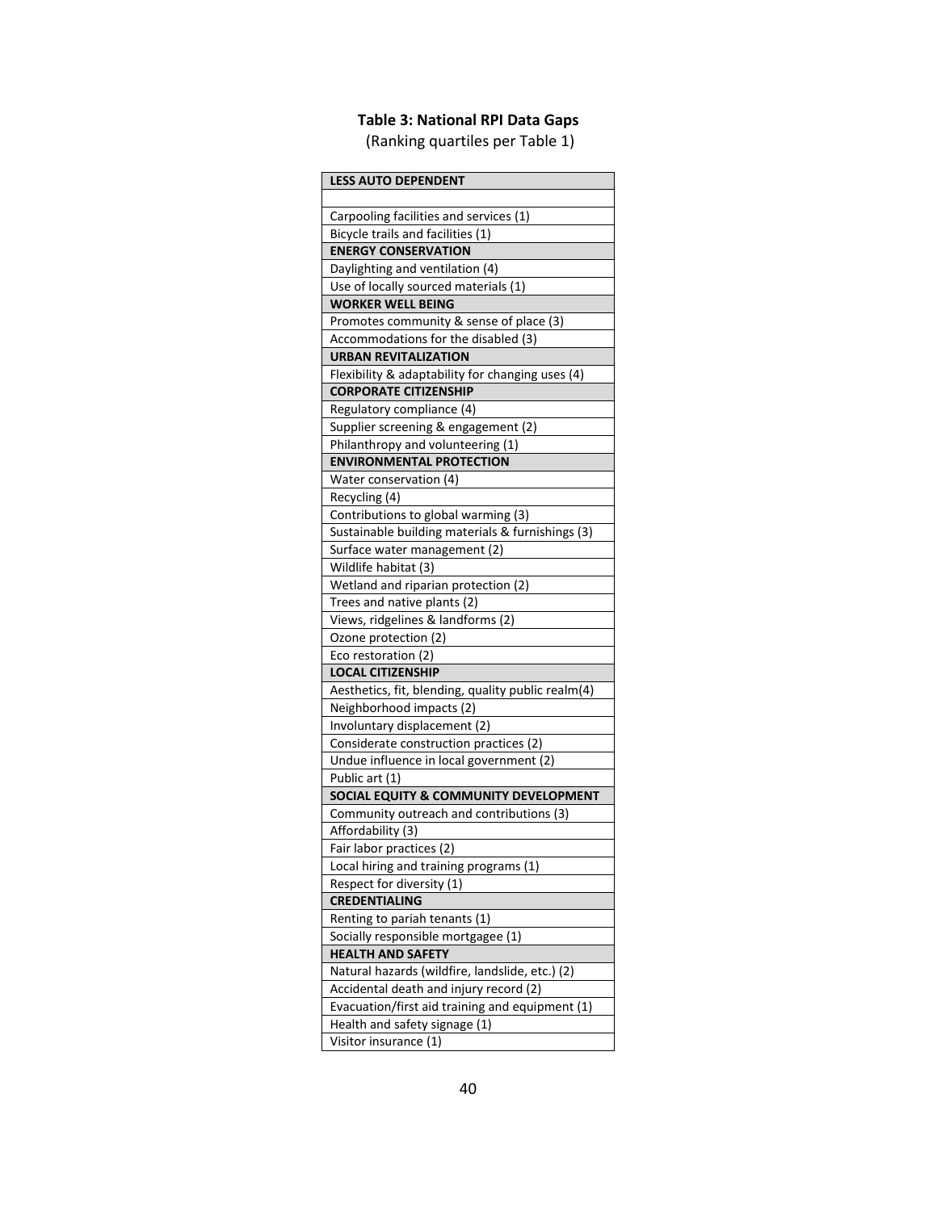**Table 3: National RPI Data Gaps**

(Ranking quartiles per Table 1)

| LESS AUTO DEPENDENT |
|---|
| |
| Carpooling facilities and services (1) |
| Bicycle trails and facilities (1) |
| **ENERGY CONSERVATION** |
| Daylighting and ventilation (4) |
| Use of locally sourced materials (1) |
| **WORKER WELL BEING** |
| Promotes community & sense of place (3) |
| Accommodations for the disabled (3) |
| **URBAN REVITALIZATION** |
| Flexibility & adaptability for changing uses (4) |
| **CORPORATE CITIZENSHIP** |
| Regulatory compliance (4) |
| Supplier screening & engagement (2) |
| Philanthropy and volunteering (1) |
| **ENVIRONMENTAL PROTECTION** |
| Water conservation (4) |
| Recycling (4) |
| Contributions to global warming (3) |
| Sustainable building materials & furnishings (3) |
| Surface water management (2) |
| Wildlife habitat (3) |
| Wetland and riparian protection (2) |
| Trees and native plants (2) |
| Views, ridgelines & landforms (2) |
| Ozone protection (2) |
| Eco restoration (2) |
| **LOCAL CITIZENSHIP** |
| Aesthetics, fit, blending, quality public realm(4) |
| Neighborhood impacts (2) |
| Involuntary displacement (2) |
| Considerate construction practices (2) |
| Undue influence in local government (2) |
| Public art (1) |
| **SOCIAL EQUITY & COMMUNITY DEVELOPMENT** |
| Community outreach and contributions (3) |
| Affordability (3) |
| Fair labor practices (2) |
| Local hiring and training programs (1) |
| Respect for diversity (1) |
| **CREDENTIALING** |
| Renting to pariah tenants (1) |
| Socially responsible mortgagee (1) |
| **HEALTH AND SAFETY** |
| Natural hazards (wildfire, landslide, etc.) (2) |
| Accidental death and injury record (2) |
| Evacuation/first aid training and equipment (1) |
| Health and safety signage (1) |
| Visitor insurance (1) |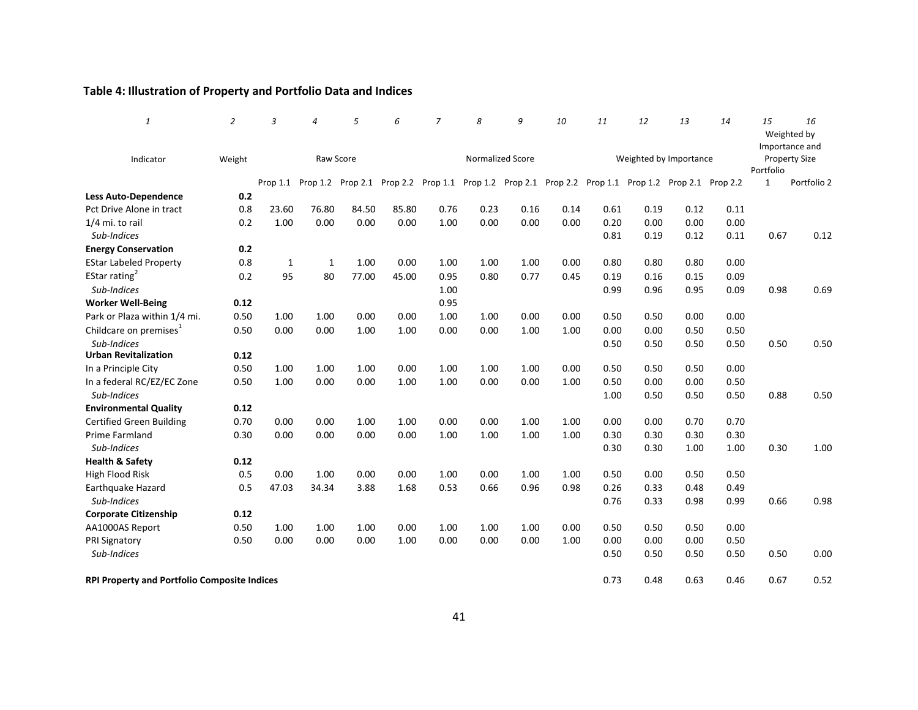## Table 4: Illustration of Property and Portfolio Data and Indices

| *1* | *2* | *3* | *4* | *5* | *6* | *7* | *8* | *9* | *10* | *11* | *12* | *13* | *14* | *15* | *16* |
|---|---|---|---|---|---|---|---|---|---|---|---|---|---|---|---|
| Indicator | Weight | Raw Score | | | | Normalized Score | | | | Weighted by Importance | | | | Weighted by Importance and Property Size | |
| | | Prop 1.1 | Prop 1.2 | Prop 2.1 | Prop 2.2 | Prop 1.1 | Prop 1.2 | Prop 2.1 | Prop 2.2 | Prop 1.1 | Prop 1.2 | Prop 2.1 | Prop 2.2 | Portfolio 1 | Portfolio 2 |
| **Less Auto-Dependence** | **0.2** | | | | | | | | | | | | | | |
| Pct Drive Alone in tract | 0.8 | 23.60 | 76.80 | 84.50 | 85.80 | 0.76 | 0.23 | 0.16 | 0.14 | 0.61 | 0.19 | 0.12 | 0.11 | | |
| 1/4 mi. to rail | 0.2 | 1.00 | 0.00 | 0.00 | 0.00 | 1.00 | 0.00 | 0.00 | 0.00 | 0.20 | 0.00 | 0.00 | 0.00 | | |
| *Sub-Indices* | | | | | | | | | | 0.81 | 0.19 | 0.12 | 0.11 | 0.67 | 0.12 |
| **Energy Conservation** | **0.2** | | | | | | | | | | | | | | |
| EStar Labeled Property | 0.8 | 1 | 1 | 1.00 | 0.00 | 1.00 | 1.00 | 1.00 | 0.00 | 0.80 | 0.80 | 0.80 | 0.00 | | |
| EStar rating[2] | 0.2 | 95 | 80 | 77.00 | 45.00 | 0.95 | 0.80 | 0.77 | 0.45 | 0.19 | 0.16 | 0.15 | 0.09 | | |
| *Sub-Indices* | | | | | | 1.00 | | | | 0.99 | 0.96 | 0.95 | 0.09 | 0.98 | 0.69 |
| **Worker Well-Being** | **0.12** | | | | | 0.95 | | | | | | | | | |
| Park or Plaza within 1/4 mi. | 0.50 | 1.00 | 1.00 | 0.00 | 0.00 | 1.00 | 1.00 | 0.00 | 0.00 | 0.50 | 0.50 | 0.00 | 0.00 | | |
| Childcare on premises[1] | 0.50 | 0.00 | 0.00 | 1.00 | 1.00 | 0.00 | 0.00 | 1.00 | 1.00 | 0.00 | 0.00 | 0.50 | 0.50 | | |
| *Sub-Indices* | | | | | | | | | | 0.50 | 0.50 | 0.50 | 0.50 | 0.50 | 0.50 |
| **Urban Revitalization** | **0.12** | | | | | | | | | | | | | | |
| In a Principle City | 0.50 | 1.00 | 1.00 | 1.00 | 0.00 | 1.00 | 1.00 | 1.00 | 0.00 | 0.50 | 0.50 | 0.50 | 0.00 | | |
| In a federal RC/EZ/EC Zone | 0.50 | 1.00 | 0.00 | 0.00 | 1.00 | 1.00 | 0.00 | 0.00 | 1.00 | 0.50 | 0.00 | 0.00 | 0.50 | | |
| *Sub-Indices* | | | | | | | | | | 1.00 | 0.50 | 0.50 | 0.50 | 0.88 | 0.50 |
| **Environmental Quality** | **0.12** | | | | | | | | | | | | | | |
| Certified Green Building | 0.70 | 0.00 | 0.00 | 1.00 | 1.00 | 0.00 | 0.00 | 1.00 | 1.00 | 0.00 | 0.00 | 0.70 | 0.70 | | |
| Prime Farmland | 0.30 | 0.00 | 0.00 | 0.00 | 0.00 | 1.00 | 1.00 | 1.00 | 1.00 | 0.30 | 0.30 | 0.30 | 0.30 | | |
| *Sub-Indices* | | | | | | | | | | 0.30 | 0.30 | 1.00 | 1.00 | 0.30 | 1.00 |
| **Health & Safety** | **0.12** | | | | | | | | | | | | | | |
| High Flood Risk | 0.5 | 0.00 | 1.00 | 0.00 | 0.00 | 1.00 | 0.00 | 1.00 | 1.00 | 0.50 | 0.00 | 0.50 | 0.50 | | |
| Earthquake Hazard | 0.5 | 47.03 | 34.34 | 3.88 | 1.68 | 0.53 | 0.66 | 0.96 | 0.98 | 0.26 | 0.33 | 0.48 | 0.49 | | |
| *Sub-Indices* | | | | | | | | | | 0.76 | 0.33 | 0.98 | 0.99 | 0.66 | 0.98 |
| **Corporate Citizenship** | **0.12** | | | | | | | | | | | | | | |
| AA1000AS Report | 0.50 | 1.00 | 1.00 | 1.00 | 0.00 | 1.00 | 1.00 | 1.00 | 0.00 | 0.50 | 0.50 | 0.50 | 0.00 | | |
| PRI Signatory | 0.50 | 0.00 | 0.00 | 0.00 | 1.00 | 0.00 | 0.00 | 0.00 | 1.00 | 0.00 | 0.00 | 0.00 | 0.50 | | |
| *Sub-Indices* | | | | | | | | | | 0.50 | 0.50 | 0.50 | 0.50 | 0.50 | 0.00 |
| **RPI Property and Portfolio Composite Indices** | | | | | | | | | | 0.73 | 0.48 | 0.63 | 0.46 | 0.67 | 0.52 |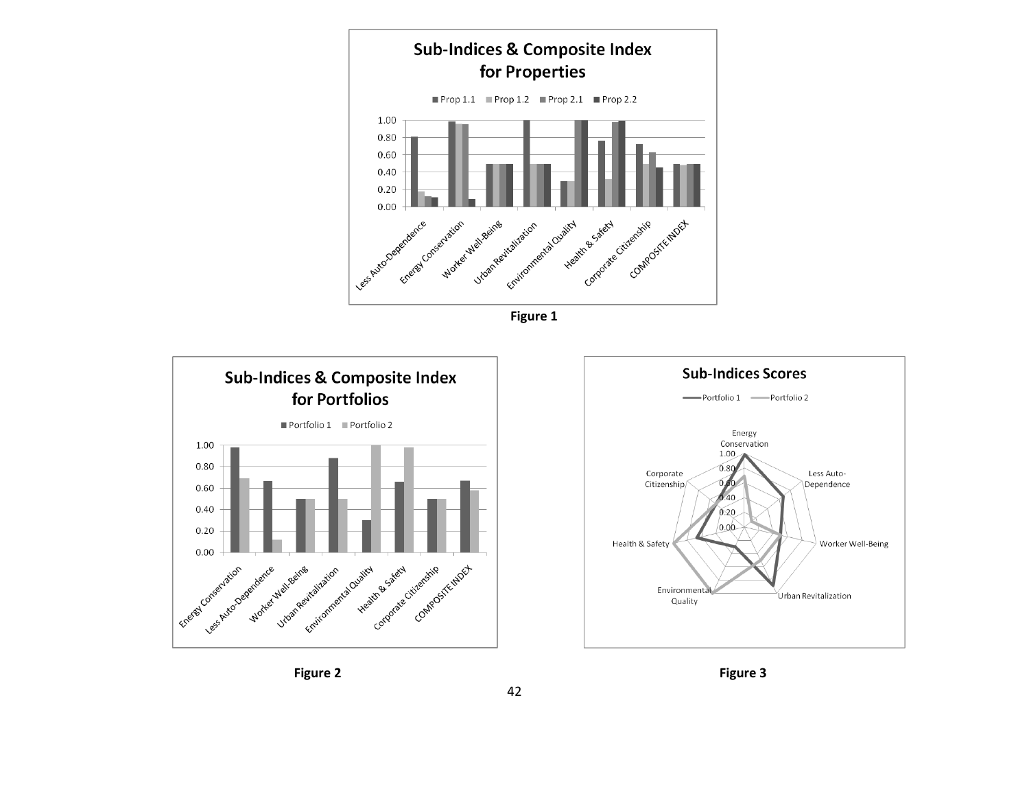**Sub-Indices & Composite Index for Properties**

Prop 1.1 Prop 1.2 Prop 2.1 Prop 2.2

1.00
0.80
0.60
0.40
0.20
0.00

Less Auto-Dependence
Energy Conservation
Worker Well-Being
Urban Revitalization
Environmental Quality
Health & Safety
Corporate Citizenship
COMPOSITE INDEX

**Figure 1**

**Sub-Indices & Composite Index for Portfolios**

Portfolio 1 Portfolio 2

1.00
0.80
0.60
0.40
0.20
0.00

Energy Conservation
Less Auto-Dependence
Worker Well-Being
Urban Revitalization
Environmental Quality
Health & Safety
Corporate Citizenship
COMPOSITE INDEX

**Figure 2**

**Sub-Indices Scores**

Portfolio 1 Portfolio 2

Energy Conservation
1.00
0.80
0.60
0.40
0.20
0.00
Less Auto-Dependence
Worker Well-Being
Urban Revitalization
Environmental Quality
Health & Safety
Corporate Citizenship

**Figure 3**